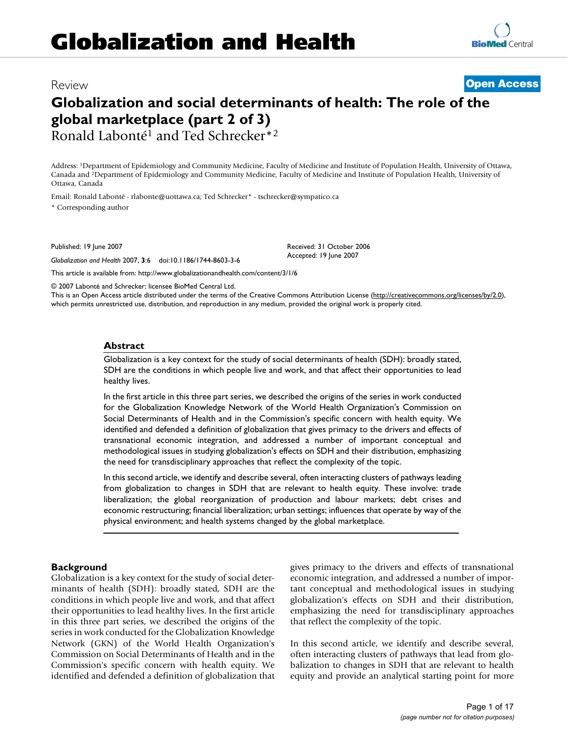# Globalization and Health

Review

**Open Access**

## Globalization and social determinants of health: The role of the global marketplace (part 2 of 3)

Ronald Labonté[1] and Ted Schrecker*[2]

Address: [1]Department of Epidemiology and Community Medicine, Faculty of Medicine and Institute of Population Health, University of Ottawa, Canada and [2]Department of Epidemiology and Community Medicine, Faculty of Medicine and Institute of Population Health, University of Ottawa, Canada

Email: Ronald Labonté - rlabonte@uottawa.ca; Ted Schrecker* - tschrecker@sympatico.ca

* Corresponding author

Published: 19 June 2007

Received: 31 October 2006

Accepted: 19 June 2007

*Globalization and Health* 2007, **3**:6 doi:10.1186/1744-8603-3-6

This article is available from: http://www.globalizationandhealth.com/content/3/1/6

© 2007 Labonté and Schrecker; licensee BioMed Central Ltd.

This is an Open Access article distributed under the terms of the Creative Commons Attribution License (http://creativecommons.org/licenses/by/2.0), which permits unrestricted use, distribution, and reproduction in any medium, provided the original work is properly cited.

### Abstract

Globalization is a key context for the study of social determinants of health (SDH): broadly stated, SDH are the conditions in which people live and work, and that affect their opportunities to lead healthy lives.

In the first article in this three part series, we described the origins of the series in work conducted for the Globalization Knowledge Network of the World Health Organization's Commission on Social Determinants of Health and in the Commission's specific concern with health equity. We identified and defended a definition of globalization that gives primacy to the drivers and effects of transnational economic integration, and addressed a number of important conceptual and methodological issues in studying globalization's effects on SDH and their distribution, emphasizing the need for transdisciplinary approaches that reflect the complexity of the topic.

In this second article, we identify and describe several, often interacting clusters of pathways leading from globalization to changes in SDH that are relevant to health equity. These involve: trade liberalization; the global reorganization of production and labour markets; debt crises and economic restructuring; financial liberalization; urban settings; influences that operate by way of the physical environment; and health systems changed by the global marketplace.

### Background

Globalization is a key context for the study of social determinants of health (SDH): broadly stated, SDH are the conditions in which people live and work, and that affect their opportunities to lead healthy lives. In the first article in this three part series, we described the origins of the series in work conducted for the Globalization Knowledge Network (GKN) of the World Health Organization's Commission on Social Determinants of Health and in the Commission's specific concern with health equity. We identified and defended a definition of globalization that gives primacy to the drivers and effects of transnational economic integration, and addressed a number of important conceptual and methodological issues in studying globalization's effects on SDH and their distribution, emphasizing the need for transdisciplinary approaches that reflect the complexity of the topic.

In this second article, we identify and describe several, often interacting clusters of pathways that lead from globalization to changes in SDH that are relevant to health equity and provide an analytical starting point for more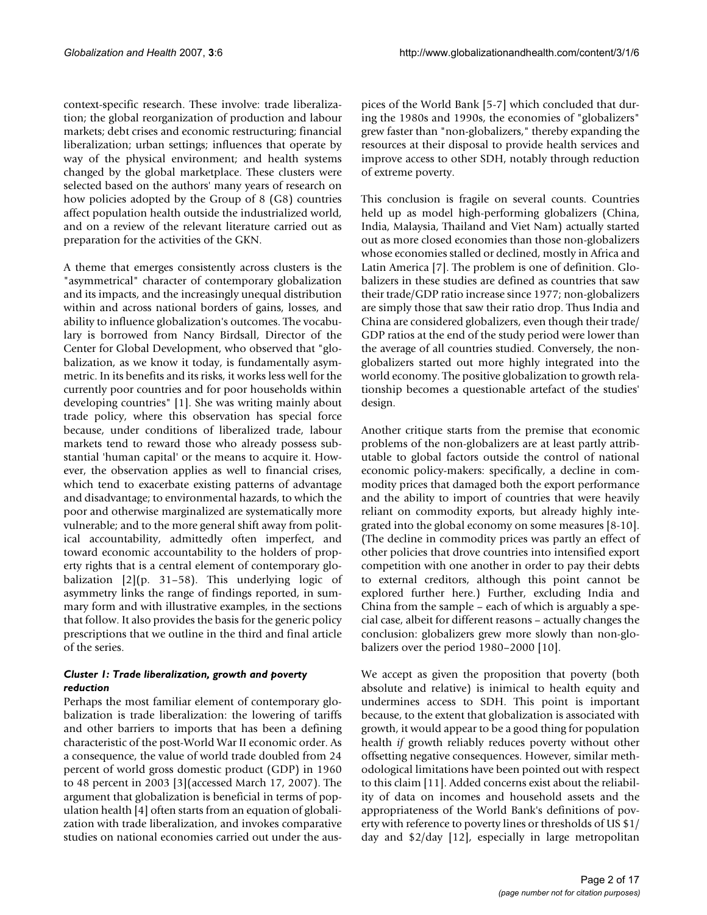context-specific research. These involve: trade liberalization; the global reorganization of production and labour markets; debt crises and economic restructuring; financial liberalization; urban settings; influences that operate by way of the physical environment; and health systems changed by the global marketplace. These clusters were selected based on the authors' many years of research on how policies adopted by the Group of 8 (G8) countries affect population health outside the industrialized world, and on a review of the relevant literature carried out as preparation for the activities of the GKN.

A theme that emerges consistently across clusters is the "asymmetrical" character of contemporary globalization and its impacts, and the increasingly unequal distribution within and across national borders of gains, losses, and ability to influence globalization's outcomes. The vocabulary is borrowed from Nancy Birdsall, Director of the Center for Global Development, who observed that "globalization, as we know it today, is fundamentally asymmetric. In its benefits and its risks, it works less well for the currently poor countries and for poor households within developing countries" [1]. She was writing mainly about trade policy, where this observation has special force because, under conditions of liberalized trade, labour markets tend to reward those who already possess substantial 'human capital' or the means to acquire it. However, the observation applies as well to financial crises, which tend to exacerbate existing patterns of advantage and disadvantage; to environmental hazards, to which the poor and otherwise marginalized are systematically more vulnerable; and to the more general shift away from political accountability, admittedly often imperfect, and toward economic accountability to the holders of property rights that is a central element of contemporary globalization [2](p. 31–58). This underlying logic of asymmetry links the range of findings reported, in summary form and with illustrative examples, in the sections that follow. It also provides the basis for the generic policy prescriptions that we outline in the third and final article of the series.

### *Cluster 1: Trade liberalization, growth and poverty reduction*

Perhaps the most familiar element of contemporary globalization is trade liberalization: the lowering of tariffs and other barriers to imports that has been a defining characteristic of the post-World War II economic order. As a consequence, the value of world trade doubled from 24 percent of world gross domestic product (GDP) in 1960 to 48 percent in 2003 [3](accessed March 17, 2007). The argument that globalization is beneficial in terms of population health [4] often starts from an equation of globalization with trade liberalization, and invokes comparative studies on national economies carried out under the auspices of the World Bank [5-7] which concluded that during the 1980s and 1990s, the economies of "globalizers" grew faster than "non-globalizers," thereby expanding the resources at their disposal to provide health services and improve access to other SDH, notably through reduction of extreme poverty.

This conclusion is fragile on several counts. Countries held up as model high-performing globalizers (China, India, Malaysia, Thailand and Viet Nam) actually started out as more closed economies than those non-globalizers whose economies stalled or declined, mostly in Africa and Latin America [7]. The problem is one of definition. Globalizers in these studies are defined as countries that saw their trade/GDP ratio increase since 1977; non-globalizers are simply those that saw their ratio drop. Thus India and China are considered globalizers, even though their trade/GDP ratios at the end of the study period were lower than the average of all countries studied. Conversely, the non-globalizers started out more highly integrated into the world economy. The positive globalization to growth relationship becomes a questionable artefact of the studies' design.

Another critique starts from the premise that economic problems of the non-globalizers are at least partly attributable to global factors outside the control of national economic policy-makers: specifically, a decline in commodity prices that damaged both the export performance and the ability to import of countries that were heavily reliant on commodity exports, but already highly integrated into the global economy on some measures [8-10]. (The decline in commodity prices was partly an effect of other policies that drove countries into intensified export competition with one another in order to pay their debts to external creditors, although this point cannot be explored further here.) Further, excluding India and China from the sample – each of which is arguably a special case, albeit for different reasons – actually changes the conclusion: globalizers grew more slowly than non-globalizers over the period 1980–2000 [10].

We accept as given the proposition that poverty (both absolute and relative) is inimical to health equity and undermines access to SDH. This point is important because, to the extent that globalization is associated with growth, it would appear to be a good thing for population health *if* growth reliably reduces poverty without other offsetting negative consequences. However, similar methodological limitations have been pointed out with respect to this claim [11]. Added concerns exist about the reliability of data on incomes and household assets and the appropriateness of the World Bank's definitions of poverty with reference to poverty lines or thresholds of US $1/day and $2/day [12], especially in large metropolitan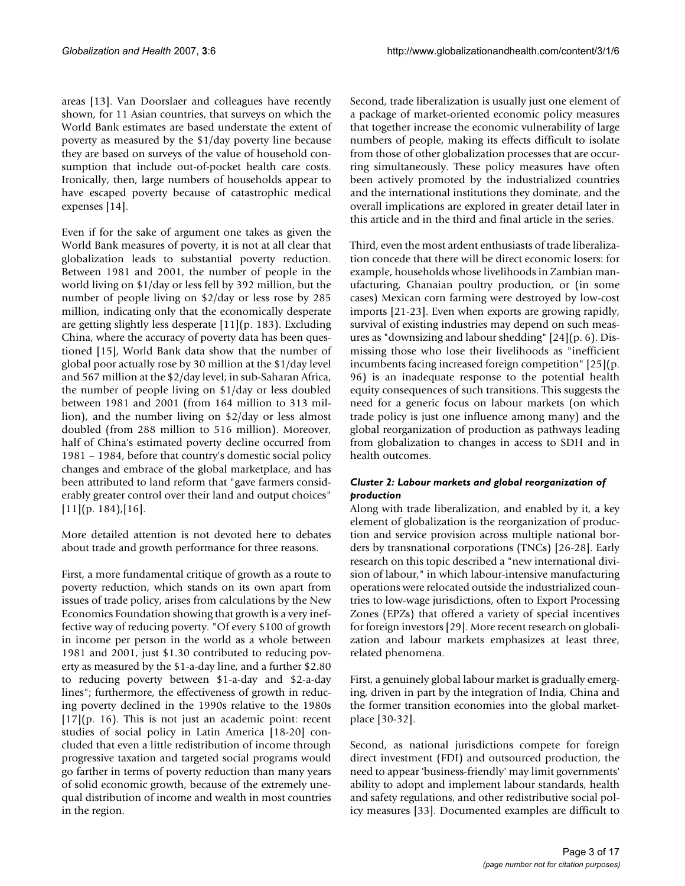areas [13]. Van Doorslaer and colleagues have recently shown, for 11 Asian countries, that surveys on which the World Bank estimates are based understate the extent of poverty as measured by the $1/day poverty line because they are based on surveys of the value of household consumption that include out-of-pocket health care costs. Ironically, then, large numbers of households appear to have escaped poverty because of catastrophic medical expenses [14].

Even if for the sake of argument one takes as given the World Bank measures of poverty, it is not at all clear that globalization leads to substantial poverty reduction. Between 1981 and 2001, the number of people in the world living on $1/day or less fell by 392 million, but the number of people living on $2/day or less rose by 285 million, indicating only that the economically desperate are getting slightly less desperate [11](p. 183). Excluding China, where the accuracy of poverty data has been questioned [15], World Bank data show that the number of global poor actually rose by 30 million at the $1/day level and 567 million at the $2/day level; in sub-Saharan Africa, the number of people living on $1/day or less doubled between 1981 and 2001 (from 164 million to 313 million), and the number living on $2/day or less almost doubled (from 288 million to 516 million). Moreover, half of China's estimated poverty decline occurred from 1981 – 1984, before that country's domestic social policy changes and embrace of the global marketplace, and has been attributed to land reform that "gave farmers considerably greater control over their land and output choices" [11](p. 184),[16].

More detailed attention is not devoted here to debates about trade and growth performance for three reasons.

First, a more fundamental critique of growth as a route to poverty reduction, which stands on its own apart from issues of trade policy, arises from calculations by the New Economics Foundation showing that growth is a very ineffective way of reducing poverty. "Of every $100 of growth in income per person in the world as a whole between 1981 and 2001, just $1.30 contributed to reducing poverty as measured by the $1-a-day line, and a further $2.80 to reducing poverty between $1-a-day and $2-a-day lines"; furthermore, the effectiveness of growth in reducing poverty declined in the 1990s relative to the 1980s [17](p. 16). This is not just an academic point: recent studies of social policy in Latin America [18-20] concluded that even a little redistribution of income through progressive taxation and targeted social programs would go farther in terms of poverty reduction than many years of solid economic growth, because of the extremely unequal distribution of income and wealth in most countries in the region.

Second, trade liberalization is usually just one element of a package of market-oriented economic policy measures that together increase the economic vulnerability of large numbers of people, making its effects difficult to isolate from those of other globalization processes that are occurring simultaneously. These policy measures have often been actively promoted by the industrialized countries and the international institutions they dominate, and the overall implications are explored in greater detail later in this article and in the third and final article in the series.

Third, even the most ardent enthusiasts of trade liberalization concede that there will be direct economic losers: for example, households whose livelihoods in Zambian manufacturing, Ghanaian poultry production, or (in some cases) Mexican corn farming were destroyed by low-cost imports [21-23]. Even when exports are growing rapidly, survival of existing industries may depend on such measures as "downsizing and labour shedding" [24](p. 6). Dismissing those who lose their livelihoods as "inefficient incumbents facing increased foreign competition" [25](p. 96) is an inadequate response to the potential health equity consequences of such transitions. This suggests the need for a generic focus on labour markets (on which trade policy is just one influence among many) and the global reorganization of production as pathways leading from globalization to changes in access to SDH and in health outcomes.

#### *Cluster 2: Labour markets and global reorganization of production*

Along with trade liberalization, and enabled by it, a key element of globalization is the reorganization of production and service provision across multiple national borders by transnational corporations (TNCs) [26-28]. Early research on this topic described a "new international division of labour," in which labour-intensive manufacturing operations were relocated outside the industrialized countries to low-wage jurisdictions, often to Export Processing Zones (EPZs) that offered a variety of special incentives for foreign investors [29]. More recent research on globalization and labour markets emphasizes at least three, related phenomena.

First, a genuinely global labour market is gradually emerging, driven in part by the integration of India, China and the former transition economies into the global marketplace [30-32].

Second, as national jurisdictions compete for foreign direct investment (FDI) and outsourced production, the need to appear 'business-friendly' may limit governments' ability to adopt and implement labour standards, health and safety regulations, and other redistributive social policy measures [33]. Documented examples are difficult to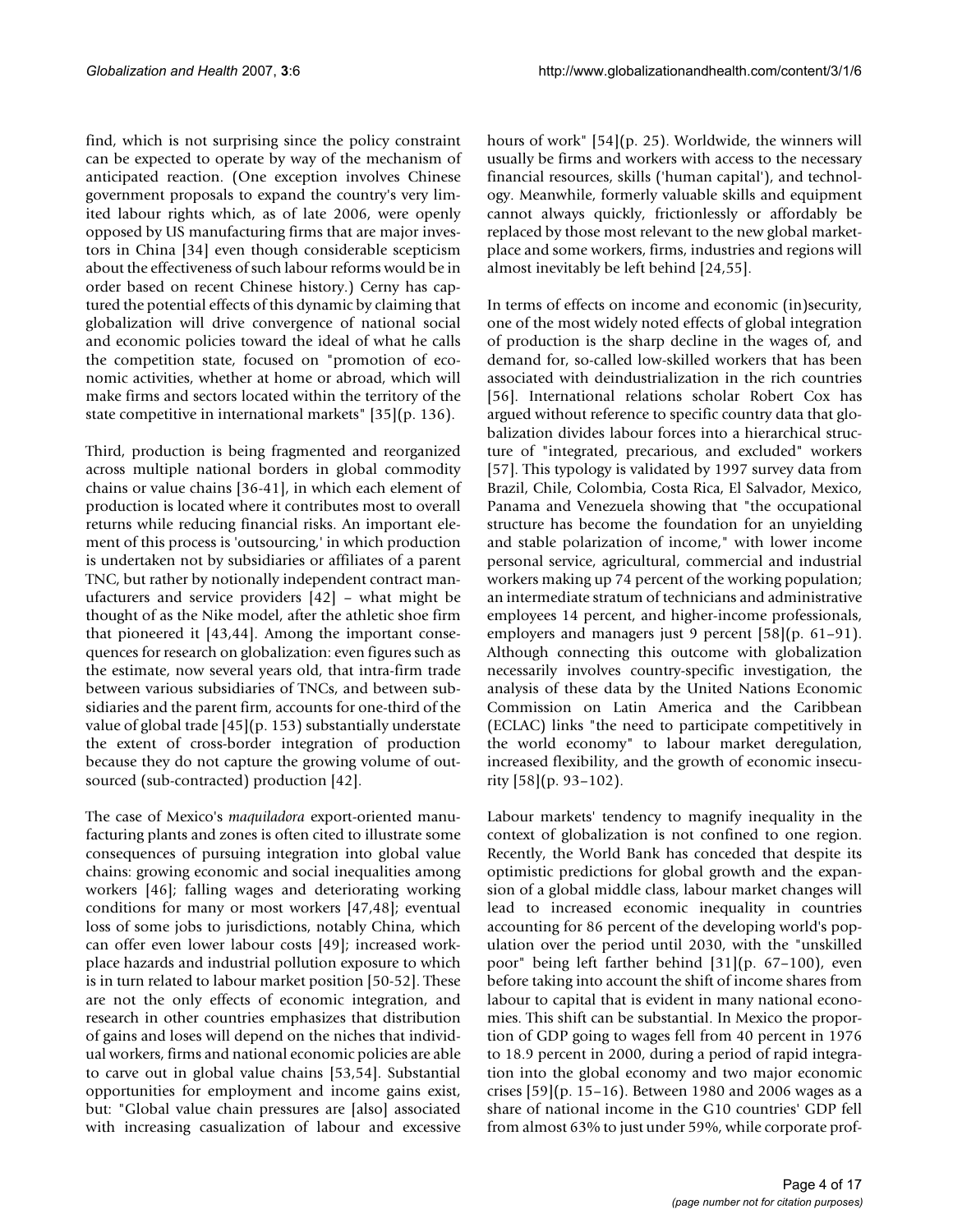find, which is not surprising since the policy constraint can be expected to operate by way of the mechanism of anticipated reaction. (One exception involves Chinese government proposals to expand the country's very limited labour rights which, as of late 2006, were openly opposed by US manufacturing firms that are major investors in China [34] even though considerable scepticism about the effectiveness of such labour reforms would be in order based on recent Chinese history.) Cerny has captured the potential effects of this dynamic by claiming that globalization will drive convergence of national social and economic policies toward the ideal of what he calls the competition state, focused on "promotion of economic activities, whether at home or abroad, which will make firms and sectors located within the territory of the state competitive in international markets" [35](p. 136).

Third, production is being fragmented and reorganized across multiple national borders in global commodity chains or value chains [36-41], in which each element of production is located where it contributes most to overall returns while reducing financial risks. An important element of this process is 'outsourcing,' in which production is undertaken not by subsidiaries or affiliates of a parent TNC, but rather by notionally independent contract manufacturers and service providers [42] – what might be thought of as the Nike model, after the athletic shoe firm that pioneered it [43,44]. Among the important consequences for research on globalization: even figures such as the estimate, now several years old, that intra-firm trade between various subsidiaries of TNCs, and between subsidiaries and the parent firm, accounts for one-third of the value of global trade [45](p. 153) substantially understate the extent of cross-border integration of production because they do not capture the growing volume of outsourced (sub-contracted) production [42].

The case of Mexico's *maquiladora* export-oriented manufacturing plants and zones is often cited to illustrate some consequences of pursuing integration into global value chains: growing economic and social inequalities among workers [46]; falling wages and deteriorating working conditions for many or most workers [47,48]; eventual loss of some jobs to jurisdictions, notably China, which can offer even lower labour costs [49]; increased workplace hazards and industrial pollution exposure to which is in turn related to labour market position [50-52]. These are not the only effects of economic integration, and research in other countries emphasizes that distribution of gains and loses will depend on the niches that individual workers, firms and national economic policies are able to carve out in global value chains [53,54]. Substantial opportunities for employment and income gains exist, but: "Global value chain pressures are [also] associated with increasing casualization of labour and excessive hours of work" [54](p. 25). Worldwide, the winners will usually be firms and workers with access to the necessary financial resources, skills ('human capital'), and technology. Meanwhile, formerly valuable skills and equipment cannot always quickly, frictionlessly or affordably be replaced by those most relevant to the new global marketplace and some workers, firms, industries and regions will almost inevitably be left behind [24,55].

In terms of effects on income and economic (in)security, one of the most widely noted effects of global integration of production is the sharp decline in the wages of, and demand for, so-called low-skilled workers that has been associated with deindustrialization in the rich countries [56]. International relations scholar Robert Cox has argued without reference to specific country data that globalization divides labour forces into a hierarchical structure of "integrated, precarious, and excluded" workers [57]. This typology is validated by 1997 survey data from Brazil, Chile, Colombia, Costa Rica, El Salvador, Mexico, Panama and Venezuela showing that "the occupational structure has become the foundation for an unyielding and stable polarization of income," with lower income personal service, agricultural, commercial and industrial workers making up 74 percent of the working population; an intermediate stratum of technicians and administrative employees 14 percent, and higher-income professionals, employers and managers just 9 percent [58](p. 61–91). Although connecting this outcome with globalization necessarily involves country-specific investigation, the analysis of these data by the United Nations Economic Commission on Latin America and the Caribbean (ECLAC) links "the need to participate competitively in the world economy" to labour market deregulation, increased flexibility, and the growth of economic insecurity [58](p. 93–102).

Labour markets' tendency to magnify inequality in the context of globalization is not confined to one region. Recently, the World Bank has conceded that despite its optimistic predictions for global growth and the expansion of a global middle class, labour market changes will lead to increased economic inequality in countries accounting for 86 percent of the developing world's population over the period until 2030, with the "unskilled poor" being left farther behind [31](p. 67–100), even before taking into account the shift of income shares from labour to capital that is evident in many national economies. This shift can be substantial. In Mexico the proportion of GDP going to wages fell from 40 percent in 1976 to 18.9 percent in 2000, during a period of rapid integration into the global economy and two major economic crises [59](p. 15–16). Between 1980 and 2006 wages as a share of national income in the G10 countries' GDP fell from almost 63% to just under 59%, while corporate prof-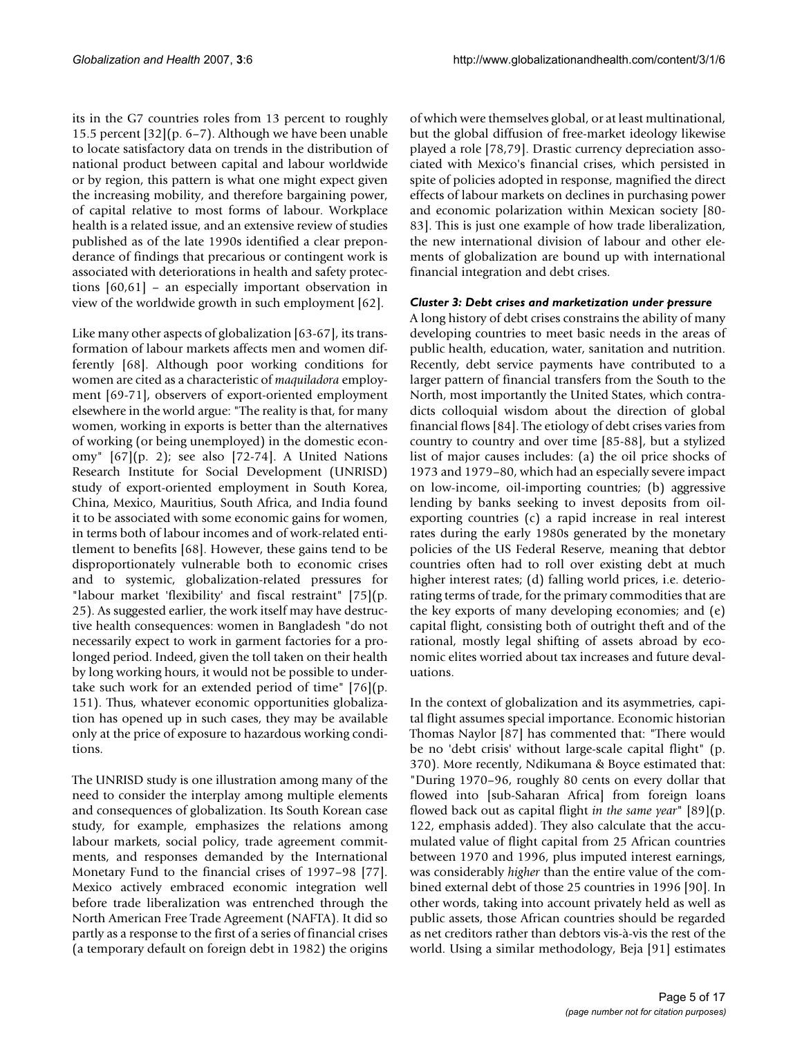its in the G7 countries roles from 13 percent to roughly 15.5 percent [32](p. 6–7). Although we have been unable to locate satisfactory data on trends in the distribution of national product between capital and labour worldwide or by region, this pattern is what one might expect given the increasing mobility, and therefore bargaining power, of capital relative to most forms of labour. Workplace health is a related issue, and an extensive review of studies published as of the late 1990s identified a clear preponderance of findings that precarious or contingent work is associated with deteriorations in health and safety protections [60,61] – an especially important observation in view of the worldwide growth in such employment [62].

Like many other aspects of globalization [63-67], its transformation of labour markets affects men and women differently [68]. Although poor working conditions for women are cited as a characteristic of *maquiladora* employment [69-71], observers of export-oriented employment elsewhere in the world argue: "The reality is that, for many women, working in exports is better than the alternatives of working (or being unemployed) in the domestic economy" [67](p. 2); see also [72-74]. A United Nations Research Institute for Social Development (UNRISD) study of export-oriented employment in South Korea, China, Mexico, Mauritius, South Africa, and India found it to be associated with some economic gains for women, in terms both of labour incomes and of work-related entitlement to benefits [68]. However, these gains tend to be disproportionately vulnerable both to economic crises and to systemic, globalization-related pressures for "labour market 'flexibility' and fiscal restraint" [75](p. 25). As suggested earlier, the work itself may have destructive health consequences: women in Bangladesh "do not necessarily expect to work in garment factories for a prolonged period. Indeed, given the toll taken on their health by long working hours, it would not be possible to undertake such work for an extended period of time" [76](p. 151). Thus, whatever economic opportunities globalization has opened up in such cases, they may be available only at the price of exposure to hazardous working conditions.

The UNRISD study is one illustration among many of the need to consider the interplay among multiple elements and consequences of globalization. Its South Korean case study, for example, emphasizes the relations among labour markets, social policy, trade agreement commitments, and responses demanded by the International Monetary Fund to the financial crises of 1997–98 [77]. Mexico actively embraced economic integration well before trade liberalization was entrenched through the North American Free Trade Agreement (NAFTA). It did so partly as a response to the first of a series of financial crises (a temporary default on foreign debt in 1982) the origins of which were themselves global, or at least multinational, but the global diffusion of free-market ideology likewise played a role [78,79]. Drastic currency depreciation associated with Mexico's financial crises, which persisted in spite of policies adopted in response, magnified the direct effects of labour markets on declines in purchasing power and economic polarization within Mexican society [80-83]. This is just one example of how trade liberalization, the new international division of labour and other elements of globalization are bound up with international financial integration and debt crises.

### *Cluster 3: Debt crises and marketization under pressure*

A long history of debt crises constrains the ability of many developing countries to meet basic needs in the areas of public health, education, water, sanitation and nutrition. Recently, debt service payments have contributed to a larger pattern of financial transfers from the South to the North, most importantly the United States, which contradicts colloquial wisdom about the direction of global financial flows [84]. The etiology of debt crises varies from country to country and over time [85-88], but a stylized list of major causes includes: (a) the oil price shocks of 1973 and 1979–80, which had an especially severe impact on low-income, oil-importing countries; (b) aggressive lending by banks seeking to invest deposits from oil-exporting countries (c) a rapid increase in real interest rates during the early 1980s generated by the monetary policies of the US Federal Reserve, meaning that debtor countries often had to roll over existing debt at much higher interest rates; (d) falling world prices, i.e. deteriorating terms of trade, for the primary commodities that are the key exports of many developing economies; and (e) capital flight, consisting both of outright theft and of the rational, mostly legal shifting of assets abroad by economic elites worried about tax increases and future devaluations.

In the context of globalization and its asymmetries, capital flight assumes special importance. Economic historian Thomas Naylor [87] has commented that: "There would be no 'debt crisis' without large-scale capital flight" (p. 370). More recently, Ndikumana & Boyce estimated that: "During 1970–96, roughly 80 cents on every dollar that flowed into [sub-Saharan Africa] from foreign loans flowed back out as capital flight *in the same year*" [89](p. 122, emphasis added). They also calculate that the accumulated value of flight capital from 25 African countries between 1970 and 1996, plus imputed interest earnings, was considerably *higher* than the entire value of the combined external debt of those 25 countries in 1996 [90]. In other words, taking into account privately held as well as public assets, those African countries should be regarded as net creditors rather than debtors vis-à-vis the rest of the world. Using a similar methodology, Beja [91] estimates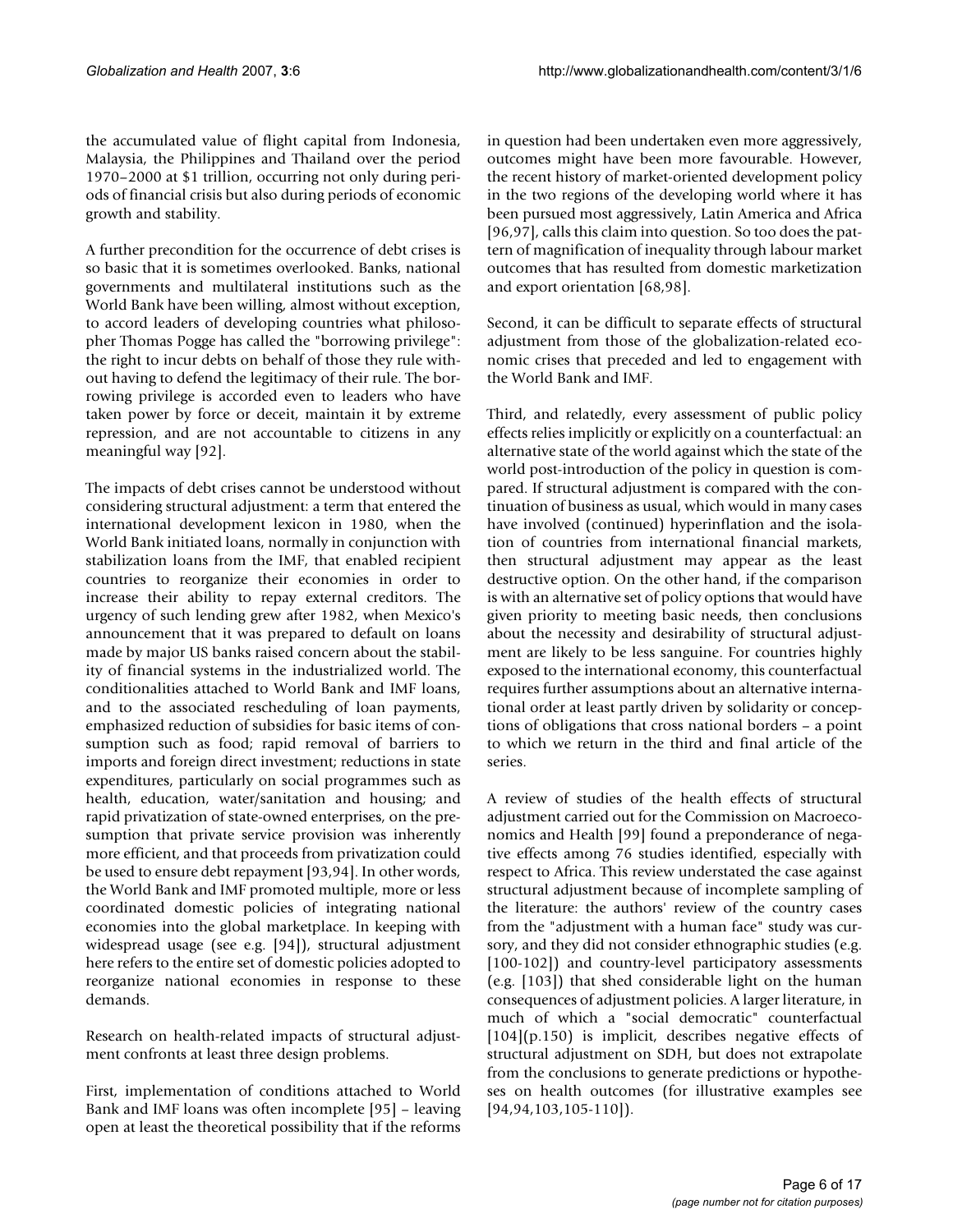the accumulated value of flight capital from Indonesia, Malaysia, the Philippines and Thailand over the period 1970–2000 at $1 trillion, occurring not only during periods of financial crisis but also during periods of economic growth and stability.

A further precondition for the occurrence of debt crises is so basic that it is sometimes overlooked. Banks, national governments and multilateral institutions such as the World Bank have been willing, almost without exception, to accord leaders of developing countries what philosopher Thomas Pogge has called the "borrowing privilege": the right to incur debts on behalf of those they rule without having to defend the legitimacy of their rule. The borrowing privilege is accorded even to leaders who have taken power by force or deceit, maintain it by extreme repression, and are not accountable to citizens in any meaningful way [92].

The impacts of debt crises cannot be understood without considering structural adjustment: a term that entered the international development lexicon in 1980, when the World Bank initiated loans, normally in conjunction with stabilization loans from the IMF, that enabled recipient countries to reorganize their economies in order to increase their ability to repay external creditors. The urgency of such lending grew after 1982, when Mexico's announcement that it was prepared to default on loans made by major US banks raised concern about the stability of financial systems in the industrialized world. The conditionalities attached to World Bank and IMF loans, and to the associated rescheduling of loan payments, emphasized reduction of subsidies for basic items of consumption such as food; rapid removal of barriers to imports and foreign direct investment; reductions in state expenditures, particularly on social programmes such as health, education, water/sanitation and housing; and rapid privatization of state-owned enterprises, on the presumption that private service provision was inherently more efficient, and that proceeds from privatization could be used to ensure debt repayment [93,94]. In other words, the World Bank and IMF promoted multiple, more or less coordinated domestic policies of integrating national economies into the global marketplace. In keeping with widespread usage (see e.g. [94]), structural adjustment here refers to the entire set of domestic policies adopted to reorganize national economies in response to these demands.

Research on health-related impacts of structural adjustment confronts at least three design problems.

First, implementation of conditions attached to World Bank and IMF loans was often incomplete [95] – leaving open at least the theoretical possibility that if the reforms in question had been undertaken even more aggressively, outcomes might have been more favourable. However, the recent history of market-oriented development policy in the two regions of the developing world where it has been pursued most aggressively, Latin America and Africa [96,97], calls this claim into question. So too does the pattern of magnification of inequality through labour market outcomes that has resulted from domestic marketization and export orientation [68,98].

Second, it can be difficult to separate effects of structural adjustment from those of the globalization-related economic crises that preceded and led to engagement with the World Bank and IMF.

Third, and relatedly, every assessment of public policy effects relies implicitly or explicitly on a counterfactual: an alternative state of the world against which the state of the world post-introduction of the policy in question is compared. If structural adjustment is compared with the continuation of business as usual, which would in many cases have involved (continued) hyperinflation and the isolation of countries from international financial markets, then structural adjustment may appear as the least destructive option. On the other hand, if the comparison is with an alternative set of policy options that would have given priority to meeting basic needs, then conclusions about the necessity and desirability of structural adjustment are likely to be less sanguine. For countries highly exposed to the international economy, this counterfactual requires further assumptions about an alternative international order at least partly driven by solidarity or conceptions of obligations that cross national borders – a point to which we return in the third and final article of the series.

A review of studies of the health effects of structural adjustment carried out for the Commission on Macroeconomics and Health [99] found a preponderance of negative effects among 76 studies identified, especially with respect to Africa. This review understated the case against structural adjustment because of incomplete sampling of the literature: the authors' review of the country cases from the "adjustment with a human face" study was cursory, and they did not consider ethnographic studies (e.g. [100-102]) and country-level participatory assessments (e.g. [103]) that shed considerable light on the human consequences of adjustment policies. A larger literature, in much of which a "social democratic" counterfactual [104](p.150) is implicit, describes negative effects of structural adjustment on SDH, but does not extrapolate from the conclusions to generate predictions or hypotheses on health outcomes (for illustrative examples see [94,94,103,105-110]).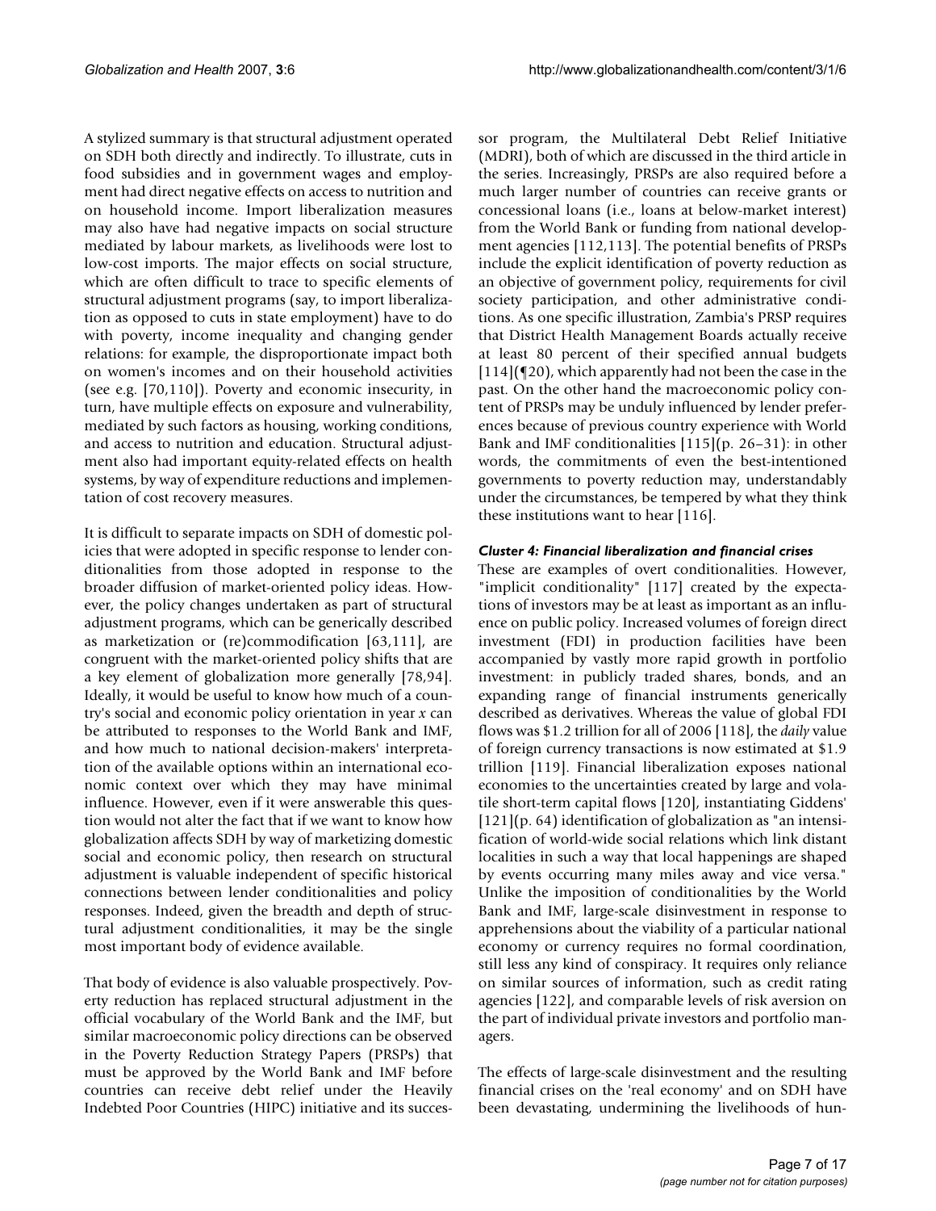A stylized summary is that structural adjustment operated on SDH both directly and indirectly. To illustrate, cuts in food subsidies and in government wages and employment had direct negative effects on access to nutrition and on household income. Import liberalization measures may also have had negative impacts on social structure mediated by labour markets, as livelihoods were lost to low-cost imports. The major effects on social structure, which are often difficult to trace to specific elements of structural adjustment programs (say, to import liberalization as opposed to cuts in state employment) have to do with poverty, income inequality and changing gender relations: for example, the disproportionate impact both on women's incomes and on their household activities (see e.g. [70,110]). Poverty and economic insecurity, in turn, have multiple effects on exposure and vulnerability, mediated by such factors as housing, working conditions, and access to nutrition and education. Structural adjustment also had important equity-related effects on health systems, by way of expenditure reductions and implementation of cost recovery measures.

It is difficult to separate impacts on SDH of domestic policies that were adopted in specific response to lender conditionalities from those adopted in response to the broader diffusion of market-oriented policy ideas. However, the policy changes undertaken as part of structural adjustment programs, which can be generically described as marketization or (re)commodification [63,111], are congruent with the market-oriented policy shifts that are a key element of globalization more generally [78,94]. Ideally, it would be useful to know how much of a country's social and economic policy orientation in year *x* can be attributed to responses to the World Bank and IMF, and how much to national decision-makers' interpretation of the available options within an international economic context over which they may have minimal influence. However, even if it were answerable this question would not alter the fact that if we want to know how globalization affects SDH by way of marketizing domestic social and economic policy, then research on structural adjustment is valuable independent of specific historical connections between lender conditionalities and policy responses. Indeed, given the breadth and depth of structural adjustment conditionalities, it may be the single most important body of evidence available.

That body of evidence is also valuable prospectively. Poverty reduction has replaced structural adjustment in the official vocabulary of the World Bank and the IMF, but similar macroeconomic policy directions can be observed in the Poverty Reduction Strategy Papers (PRSPs) that must be approved by the World Bank and IMF before countries can receive debt relief under the Heavily Indebted Poor Countries (HIPC) initiative and its successor program, the Multilateral Debt Relief Initiative (MDRI), both of which are discussed in the third article in the series. Increasingly, PRSPs are also required before a much larger number of countries can receive grants or concessional loans (i.e., loans at below-market interest) from the World Bank or funding from national development agencies [112,113]. The potential benefits of PRSPs include the explicit identification of poverty reduction as an objective of government policy, requirements for civil society participation, and other administrative conditions. As one specific illustration, Zambia's PRSP requires that District Health Management Boards actually receive at least 80 percent of their specified annual budgets [114](¶20), which apparently had not been the case in the past. On the other hand the macroeconomic policy content of PRSPs may be unduly influenced by lender preferences because of previous country experience with World Bank and IMF conditionalities [115](p. 26–31): in other words, the commitments of even the best-intentioned governments to poverty reduction may, understandably under the circumstances, be tempered by what they think these institutions want to hear [116].

### *Cluster 4: Financial liberalization and financial crises*

These are examples of overt conditionalities. However, "implicit conditionality" [117] created by the expectations of investors may be at least as important as an influence on public policy. Increased volumes of foreign direct investment (FDI) in production facilities have been accompanied by vastly more rapid growth in portfolio investment: in publicly traded shares, bonds, and an expanding range of financial instruments generically described as derivatives. Whereas the value of global FDI flows was $1.2 trillion for all of 2006 [118], the *daily* value of foreign currency transactions is now estimated at $1.9 trillion [119]. Financial liberalization exposes national economies to the uncertainties created by large and volatile short-term capital flows [120], instantiating Giddens' [121](p. 64) identification of globalization as "an intensification of world-wide social relations which link distant localities in such a way that local happenings are shaped by events occurring many miles away and vice versa." Unlike the imposition of conditionalities by the World Bank and IMF, large-scale disinvestment in response to apprehensions about the viability of a particular national economy or currency requires no formal coordination, still less any kind of conspiracy. It requires only reliance on similar sources of information, such as credit rating agencies [122], and comparable levels of risk aversion on the part of individual private investors and portfolio managers.

The effects of large-scale disinvestment and the resulting financial crises on the 'real economy' and on SDH have been devastating, undermining the livelihoods of hun-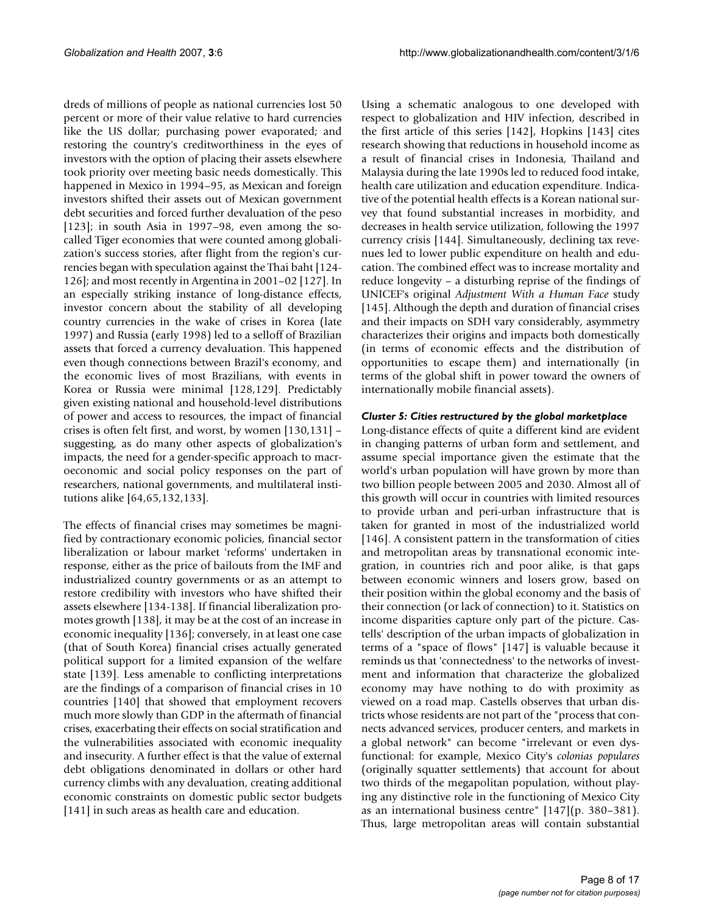dreds of millions of people as national currencies lost 50 percent or more of their value relative to hard currencies like the US dollar; purchasing power evaporated; and restoring the country's creditworthiness in the eyes of investors with the option of placing their assets elsewhere took priority over meeting basic needs domestically. This happened in Mexico in 1994–95, as Mexican and foreign investors shifted their assets out of Mexican government debt securities and forced further devaluation of the peso [123]; in south Asia in 1997–98, even among the so-called Tiger economies that were counted among globalization's success stories, after flight from the region's currencies began with speculation against the Thai baht [124-126]; and most recently in Argentina in 2001–02 [127]. In an especially striking instance of long-distance effects, investor concern about the stability of all developing country currencies in the wake of crises in Korea (late 1997) and Russia (early 1998) led to a selloff of Brazilian assets that forced a currency devaluation. This happened even though connections between Brazil's economy, and the economic lives of most Brazilians, with events in Korea or Russia were minimal [128,129]. Predictably given existing national and household-level distributions of power and access to resources, the impact of financial crises is often felt first, and worst, by women [130,131] – suggesting, as do many other aspects of globalization's impacts, the need for a gender-specific approach to macroeconomic and social policy responses on the part of researchers, national governments, and multilateral institutions alike [64,65,132,133].

The effects of financial crises may sometimes be magnified by contractionary economic policies, financial sector liberalization or labour market 'reforms' undertaken in response, either as the price of bailouts from the IMF and industrialized country governments or as an attempt to restore credibility with investors who have shifted their assets elsewhere [134-138]. If financial liberalization promotes growth [138], it may be at the cost of an increase in economic inequality [136]; conversely, in at least one case (that of South Korea) financial crises actually generated political support for a limited expansion of the welfare state [139]. Less amenable to conflicting interpretations are the findings of a comparison of financial crises in 10 countries [140] that showed that employment recovers much more slowly than GDP in the aftermath of financial crises, exacerbating their effects on social stratification and the vulnerabilities associated with economic inequality and insecurity. A further effect is that the value of external debt obligations denominated in dollars or other hard currency climbs with any devaluation, creating additional economic constraints on domestic public sector budgets [141] in such areas as health care and education.

Using a schematic analogous to one developed with respect to globalization and HIV infection, described in the first article of this series [142], Hopkins [143] cites research showing that reductions in household income as a result of financial crises in Indonesia, Thailand and Malaysia during the late 1990s led to reduced food intake, health care utilization and education expenditure. Indicative of the potential health effects is a Korean national survey that found substantial increases in morbidity, and decreases in health service utilization, following the 1997 currency crisis [144]. Simultaneously, declining tax revenues led to lower public expenditure on health and education. The combined effect was to increase mortality and reduce longevity – a disturbing reprise of the findings of UNICEF's original *Adjustment With a Human Face* study [145]. Although the depth and duration of financial crises and their impacts on SDH vary considerably, asymmetry characterizes their origins and impacts both domestically (in terms of economic effects and the distribution of opportunities to escape them) and internationally (in terms of the global shift in power toward the owners of internationally mobile financial assets).

#### *Cluster 5: Cities restructured by the global marketplace*

Long-distance effects of quite a different kind are evident in changing patterns of urban form and settlement, and assume special importance given the estimate that the world's urban population will have grown by more than two billion people between 2005 and 2030. Almost all of this growth will occur in countries with limited resources to provide urban and peri-urban infrastructure that is taken for granted in most of the industrialized world [146]. A consistent pattern in the transformation of cities and metropolitan areas by transnational economic integration, in countries rich and poor alike, is that gaps between economic winners and losers grow, based on their position within the global economy and the basis of their connection (or lack of connection) to it. Statistics on income disparities capture only part of the picture. Castells' description of the urban impacts of globalization in terms of a "space of flows" [147] is valuable because it reminds us that 'connectedness' to the networks of investment and information that characterize the globalized economy may have nothing to do with proximity as viewed on a road map. Castells observes that urban districts whose residents are not part of the "process that connects advanced services, producer centers, and markets in a global network" can become "irrelevant or even dysfunctional: for example, Mexico City's *colonias populares* (originally squatter settlements) that account for about two thirds of the megapolitan population, without playing any distinctive role in the functioning of Mexico City as an international business centre" [147](p. 380–381). Thus, large metropolitan areas will contain substantial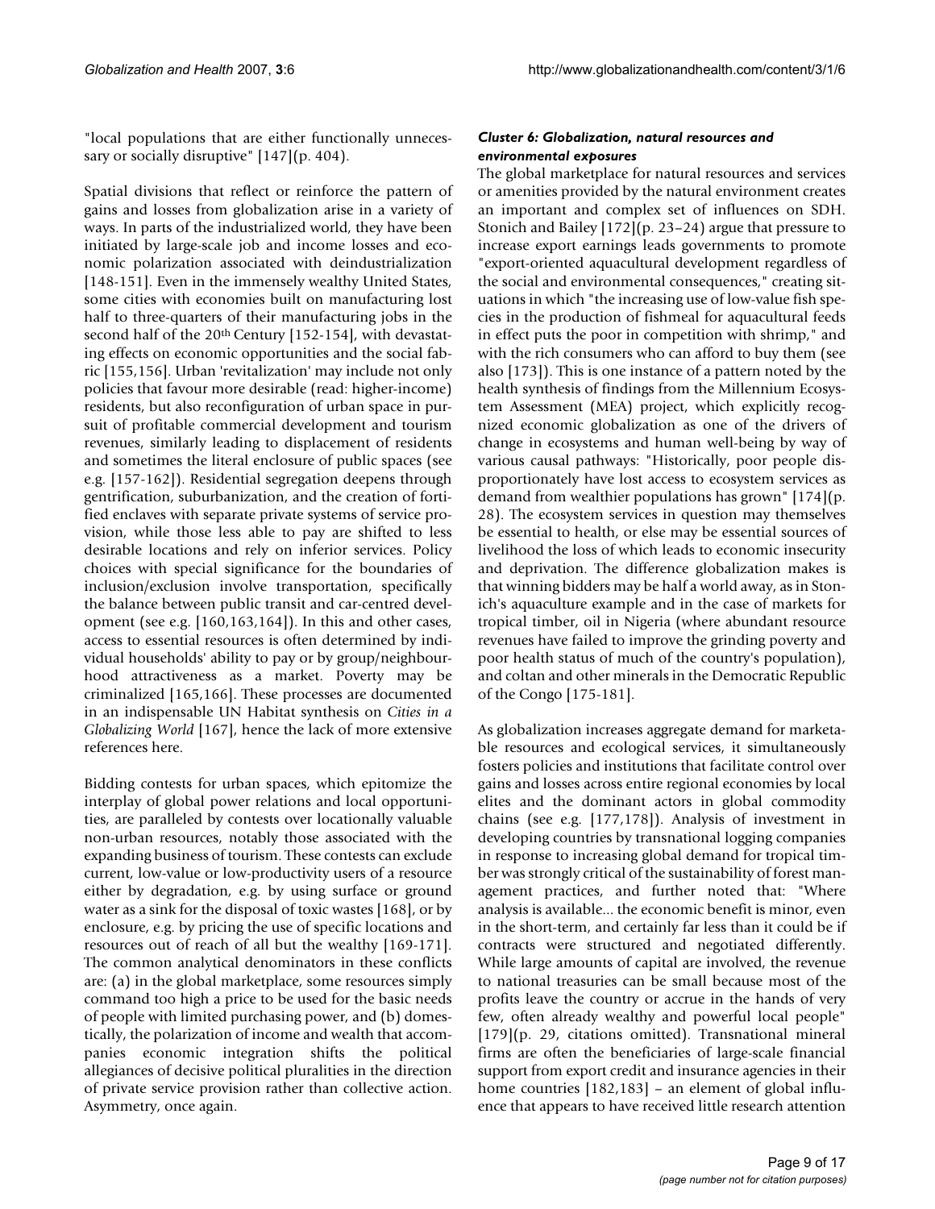"local populations that are either functionally unnecessary or socially disruptive" [147](p. 404).

Spatial divisions that reflect or reinforce the pattern of gains and losses from globalization arise in a variety of ways. In parts of the industrialized world, they have been initiated by large-scale job and income losses and economic polarization associated with deindustrialization [148-151]. Even in the immensely wealthy United States, some cities with economies built on manufacturing lost half to three-quarters of their manufacturing jobs in the second half of the 20th Century [152-154], with devastating effects on economic opportunities and the social fabric [155,156]. Urban 'revitalization' may include not only policies that favour more desirable (read: higher-income) residents, but also reconfiguration of urban space in pursuit of profitable commercial development and tourism revenues, similarly leading to displacement of residents and sometimes the literal enclosure of public spaces (see e.g. [157-162]). Residential segregation deepens through gentrification, suburbanization, and the creation of fortified enclaves with separate private systems of service provision, while those less able to pay are shifted to less desirable locations and rely on inferior services. Policy choices with special significance for the boundaries of inclusion/exclusion involve transportation, specifically the balance between public transit and car-centred development (see e.g. [160,163,164]). In this and other cases, access to essential resources is often determined by individual households' ability to pay or by group/neighbourhood attractiveness as a market. Poverty may be criminalized [165,166]. These processes are documented in an indispensable UN Habitat synthesis on *Cities in a Globalizing World* [167], hence the lack of more extensive references here.

Bidding contests for urban spaces, which epitomize the interplay of global power relations and local opportunities, are paralleled by contests over locationally valuable non-urban resources, notably those associated with the expanding business of tourism. These contests can exclude current, low-value or low-productivity users of a resource either by degradation, e.g. by using surface or ground water as a sink for the disposal of toxic wastes [168], or by enclosure, e.g. by pricing the use of specific locations and resources out of reach of all but the wealthy [169-171]. The common analytical denominators in these conflicts are: (a) in the global marketplace, some resources simply command too high a price to be used for the basic needs of people with limited purchasing power, and (b) domestically, the polarization of income and wealth that accompanies economic integration shifts the political allegiances of decisive political pluralities in the direction of private service provision rather than collective action. Asymmetry, once again.

### *Cluster 6: Globalization, natural resources and environmental exposures*

The global marketplace for natural resources and services or amenities provided by the natural environment creates an important and complex set of influences on SDH. Stonich and Bailey [172](p. 23–24) argue that pressure to increase export earnings leads governments to promote "export-oriented aquacultural development regardless of the social and environmental consequences," creating situations in which "the increasing use of low-value fish species in the production of fishmeal for aquacultural feeds in effect puts the poor in competition with shrimp," and with the rich consumers who can afford to buy them (see also [173]). This is one instance of a pattern noted by the health synthesis of findings from the Millennium Ecosystem Assessment (MEA) project, which explicitly recognized economic globalization as one of the drivers of change in ecosystems and human well-being by way of various causal pathways: "Historically, poor people disproportionately have lost access to ecosystem services as demand from wealthier populations has grown" [174](p. 28). The ecosystem services in question may themselves be essential to health, or else may be essential sources of livelihood the loss of which leads to economic insecurity and deprivation. The difference globalization makes is that winning bidders may be half a world away, as in Stonich's aquaculture example and in the case of markets for tropical timber, oil in Nigeria (where abundant resource revenues have failed to improve the grinding poverty and poor health status of much of the country's population), and coltan and other minerals in the Democratic Republic of the Congo [175-181].

As globalization increases aggregate demand for marketable resources and ecological services, it simultaneously fosters policies and institutions that facilitate control over gains and losses across entire regional economies by local elites and the dominant actors in global commodity chains (see e.g. [177,178]). Analysis of investment in developing countries by transnational logging companies in response to increasing global demand for tropical timber was strongly critical of the sustainability of forest management practices, and further noted that: "Where analysis is available... the economic benefit is minor, even in the short-term, and certainly far less than it could be if contracts were structured and negotiated differently. While large amounts of capital are involved, the revenue to national treasuries can be small because most of the profits leave the country or accrue in the hands of very few, often already wealthy and powerful local people" [179](p. 29, citations omitted). Transnational mineral firms are often the beneficiaries of large-scale financial support from export credit and insurance agencies in their home countries [182,183] – an element of global influence that appears to have received little research attention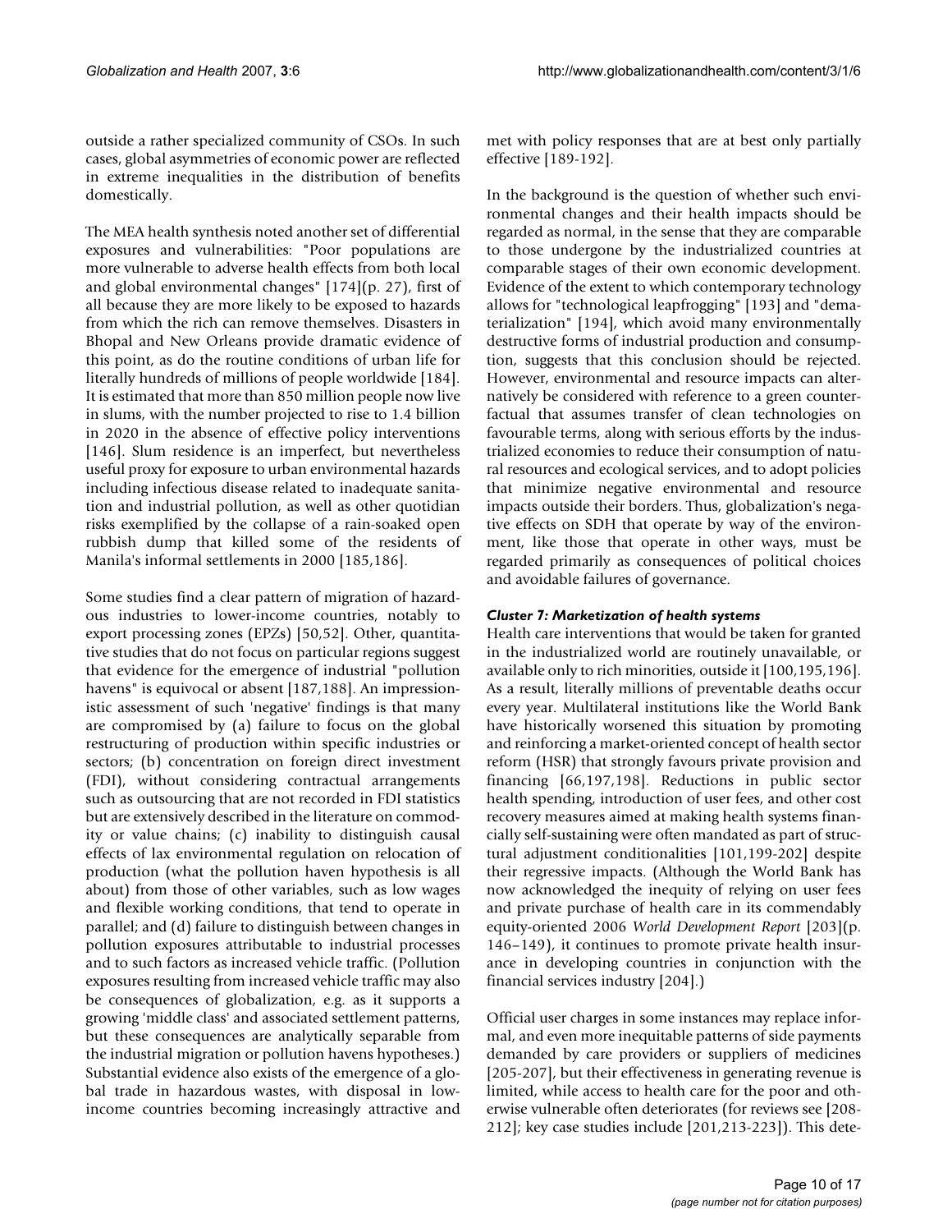outside a rather specialized community of CSOs. In such cases, global asymmetries of economic power are reflected in extreme inequalities in the distribution of benefits domestically.

The MEA health synthesis noted another set of differential exposures and vulnerabilities: "Poor populations are more vulnerable to adverse health effects from both local and global environmental changes" [174](p. 27), first of all because they are more likely to be exposed to hazards from which the rich can remove themselves. Disasters in Bhopal and New Orleans provide dramatic evidence of this point, as do the routine conditions of urban life for literally hundreds of millions of people worldwide [184]. It is estimated that more than 850 million people now live in slums, with the number projected to rise to 1.4 billion in 2020 in the absence of effective policy interventions [146]. Slum residence is an imperfect, but nevertheless useful proxy for exposure to urban environmental hazards including infectious disease related to inadequate sanitation and industrial pollution, as well as other quotidian risks exemplified by the collapse of a rain-soaked open rubbish dump that killed some of the residents of Manila's informal settlements in 2000 [185,186].

Some studies find a clear pattern of migration of hazardous industries to lower-income countries, notably to export processing zones (EPZs) [50,52]. Other, quantitative studies that do not focus on particular regions suggest that evidence for the emergence of industrial "pollution havens" is equivocal or absent [187,188]. An impressionistic assessment of such 'negative' findings is that many are compromised by (a) failure to focus on the global restructuring of production within specific industries or sectors; (b) concentration on foreign direct investment (FDI), without considering contractual arrangements such as outsourcing that are not recorded in FDI statistics but are extensively described in the literature on commodity or value chains; (c) inability to distinguish causal effects of lax environmental regulation on relocation of production (what the pollution haven hypothesis is all about) from those of other variables, such as low wages and flexible working conditions, that tend to operate in parallel; and (d) failure to distinguish between changes in pollution exposures attributable to industrial processes and to such factors as increased vehicle traffic. (Pollution exposures resulting from increased vehicle traffic may also be consequences of globalization, e.g. as it supports a growing 'middle class' and associated settlement patterns, but these consequences are analytically separable from the industrial migration or pollution havens hypotheses.) Substantial evidence also exists of the emergence of a global trade in hazardous wastes, with disposal in low-income countries becoming increasingly attractive and met with policy responses that are at best only partially effective [189-192].

In the background is the question of whether such environmental changes and their health impacts should be regarded as normal, in the sense that they are comparable to those undergone by the industrialized countries at comparable stages of their own economic development. Evidence of the extent to which contemporary technology allows for "technological leapfrogging" [193] and "dematerialization" [194], which avoid many environmentally destructive forms of industrial production and consumption, suggests that this conclusion should be rejected. However, environmental and resource impacts can alternatively be considered with reference to a green counterfactual that assumes transfer of clean technologies on favourable terms, along with serious efforts by the industrialized economies to reduce their consumption of natural resources and ecological services, and to adopt policies that minimize negative environmental and resource impacts outside their borders. Thus, globalization's negative effects on SDH that operate by way of the environment, like those that operate in other ways, must be regarded primarily as consequences of political choices and avoidable failures of governance.

### *Cluster 7: Marketization of health systems*

Health care interventions that would be taken for granted in the industrialized world are routinely unavailable, or available only to rich minorities, outside it [100,195,196]. As a result, literally millions of preventable deaths occur every year. Multilateral institutions like the World Bank have historically worsened this situation by promoting and reinforcing a market-oriented concept of health sector reform (HSR) that strongly favours private provision and financing [66,197,198]. Reductions in public sector health spending, introduction of user fees, and other cost recovery measures aimed at making health systems financially self-sustaining were often mandated as part of structural adjustment conditionalities [101,199-202] despite their regressive impacts. (Although the World Bank has now acknowledged the inequity of relying on user fees and private purchase of health care in its commendably equity-oriented 2006 *World Development Report* [203](p. 146–149), it continues to promote private health insurance in developing countries in conjunction with the financial services industry [204].)

Official user charges in some instances may replace informal, and even more inequitable patterns of side payments demanded by care providers or suppliers of medicines [205-207], but their effectiveness in generating revenue is limited, while access to health care for the poor and otherwise vulnerable often deteriorates (for reviews see [208-212]; key case studies include [201,213-223]). This dete-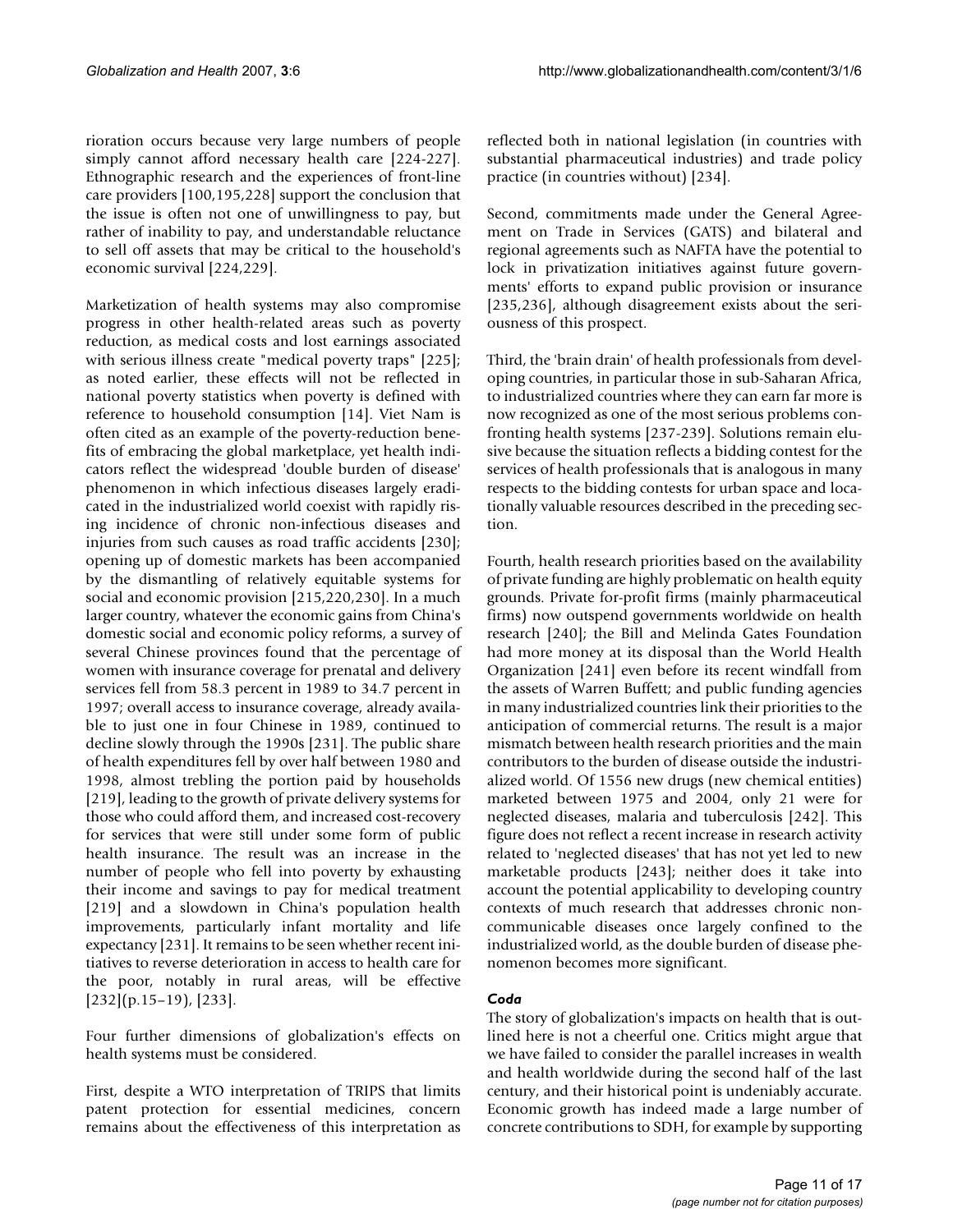rioration occurs because very large numbers of people simply cannot afford necessary health care [224-227]. Ethnographic research and the experiences of front-line care providers [100,195,228] support the conclusion that the issue is often not one of unwillingness to pay, but rather of inability to pay, and understandable reluctance to sell off assets that may be critical to the household's economic survival [224,229].

Marketization of health systems may also compromise progress in other health-related areas such as poverty reduction, as medical costs and lost earnings associated with serious illness create "medical poverty traps" [225]; as noted earlier, these effects will not be reflected in national poverty statistics when poverty is defined with reference to household consumption [14]. Viet Nam is often cited as an example of the poverty-reduction benefits of embracing the global marketplace, yet health indicators reflect the widespread 'double burden of disease' phenomenon in which infectious diseases largely eradicated in the industrialized world coexist with rapidly rising incidence of chronic non-infectious diseases and injuries from such causes as road traffic accidents [230]; opening up of domestic markets has been accompanied by the dismantling of relatively equitable systems for social and economic provision [215,220,230]. In a much larger country, whatever the economic gains from China's domestic social and economic policy reforms, a survey of several Chinese provinces found that the percentage of women with insurance coverage for prenatal and delivery services fell from 58.3 percent in 1989 to 34.7 percent in 1997; overall access to insurance coverage, already available to just one in four Chinese in 1989, continued to decline slowly through the 1990s [231]. The public share of health expenditures fell by over half between 1980 and 1998, almost trebling the portion paid by households [219], leading to the growth of private delivery systems for those who could afford them, and increased cost-recovery for services that were still under some form of public health insurance. The result was an increase in the number of people who fell into poverty by exhausting their income and savings to pay for medical treatment [219] and a slowdown in China's population health improvements, particularly infant mortality and life expectancy [231]. It remains to be seen whether recent initiatives to reverse deterioration in access to health care for the poor, notably in rural areas, will be effective [232](p.15–19), [233].

Four further dimensions of globalization's effects on health systems must be considered.

First, despite a WTO interpretation of TRIPS that limits patent protection for essential medicines, concern remains about the effectiveness of this interpretation as reflected both in national legislation (in countries with substantial pharmaceutical industries) and trade policy practice (in countries without) [234].

Second, commitments made under the General Agreement on Trade in Services (GATS) and bilateral and regional agreements such as NAFTA have the potential to lock in privatization initiatives against future governments' efforts to expand public provision or insurance [235,236], although disagreement exists about the seriousness of this prospect.

Third, the 'brain drain' of health professionals from developing countries, in particular those in sub-Saharan Africa, to industrialized countries where they can earn far more is now recognized as one of the most serious problems confronting health systems [237-239]. Solutions remain elusive because the situation reflects a bidding contest for the services of health professionals that is analogous in many respects to the bidding contests for urban space and locationally valuable resources described in the preceding section.

Fourth, health research priorities based on the availability of private funding are highly problematic on health equity grounds. Private for-profit firms (mainly pharmaceutical firms) now outspend governments worldwide on health research [240]; the Bill and Melinda Gates Foundation had more money at its disposal than the World Health Organization [241] even before its recent windfall from the assets of Warren Buffett; and public funding agencies in many industrialized countries link their priorities to the anticipation of commercial returns. The result is a major mismatch between health research priorities and the main contributors to the burden of disease outside the industrialized world. Of 1556 new drugs (new chemical entities) marketed between 1975 and 2004, only 21 were for neglected diseases, malaria and tuberculosis [242]. This figure does not reflect a recent increase in research activity related to 'neglected diseases' that has not yet led to new marketable products [243]; neither does it take into account the potential applicability to developing country contexts of much research that addresses chronic non-communicable diseases once largely confined to the industrialized world, as the double burden of disease phenomenon becomes more significant.

### *Coda*

The story of globalization's impacts on health that is outlined here is not a cheerful one. Critics might argue that we have failed to consider the parallel increases in wealth and health worldwide during the second half of the last century, and their historical point is undeniably accurate. Economic growth has indeed made a large number of concrete contributions to SDH, for example by supporting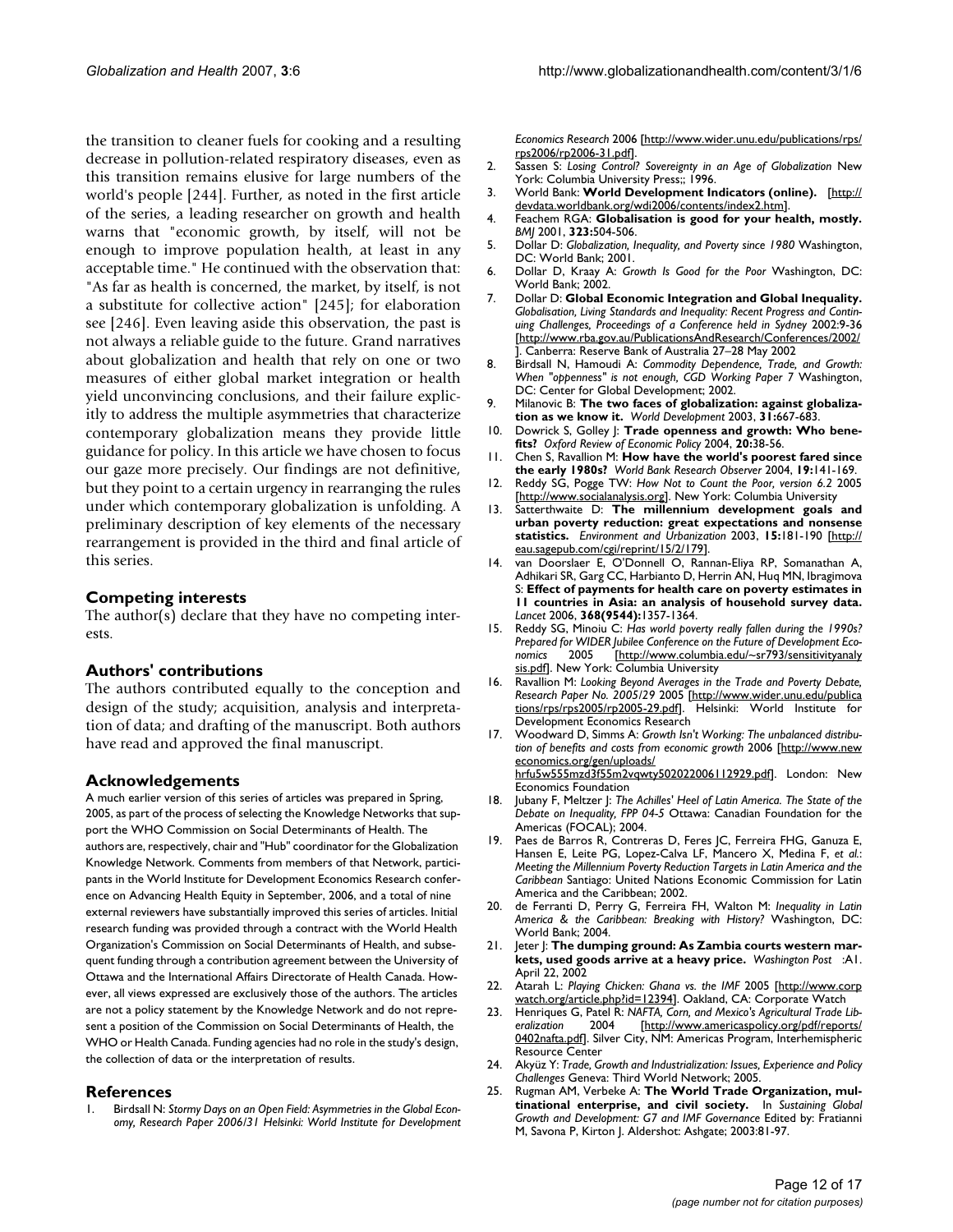the transition to cleaner fuels for cooking and a resulting decrease in pollution-related respiratory diseases, even as this transition remains elusive for large numbers of the world's people [244]. Further, as noted in the first article of the series, a leading researcher on growth and health warns that "economic growth, by itself, will not be enough to improve population health, at least in any acceptable time." He continued with the observation that: "As far as health is concerned, the market, by itself, is not a substitute for collective action" [245]; for elaboration see [246]. Even leaving aside this observation, the past is not always a reliable guide to the future. Grand narratives about globalization and health that rely on one or two measures of either global market integration or health yield unconvincing conclusions, and their failure explicitly to address the multiple asymmetries that characterize contemporary globalization means they provide little guidance for policy. In this article we have chosen to focus our gaze more precisely. Our findings are not definitive, but they point to a certain urgency in rearranging the rules under which contemporary globalization is unfolding. A preliminary description of key elements of the necessary rearrangement is provided in the third and final article of this series.

## Competing interests

The author(s) declare that they have no competing interests.

## Authors' contributions

The authors contributed equally to the conception and design of the study; acquisition, analysis and interpretation of data; and drafting of the manuscript. Both authors have read and approved the final manuscript.

## Acknowledgements

A much earlier version of this series of articles was prepared in Spring, 2005, as part of the process of selecting the Knowledge Networks that support the WHO Commission on Social Determinants of Health. The authors are, respectively, chair and "Hub" coordinator for the Globalization Knowledge Network. Comments from members of that Network, participants in the World Institute for Development Economics Research conference on Advancing Health Equity in September, 2006, and a total of nine external reviewers have substantially improved this series of articles. Initial research funding was provided through a contract with the World Health Organization's Commission on Social Determinants of Health, and subsequent funding through a contribution agreement between the University of Ottawa and the International Affairs Directorate of Health Canada. However, all views expressed are exclusively those of the authors. The articles are not a policy statement by the Knowledge Network and do not represent a position of the Commission on Social Determinants of Health, the WHO or Health Canada. Funding agencies had no role in the study's design, the collection of data or the interpretation of results.

## References

1. Birdsall N: *Stormy Days on an Open Field: Asymmetries in the Global Economy, Research Paper 2006/31 Helsinki: World Institute for Development Economics Research* 2006 [http://www.wider.unu.edu/publications/rps/rps2006/rp2006-31.pdf].
2. Sassen S: *Losing Control? Sovereignty in an Age of Globalization* New York: Columbia University Press;; 1996.
3. World Bank: **World Development Indicators (online).** [http://devdata.worldbank.org/wdi2006/contents/index2.htm].
4. Feachem RGA: **Globalisation is good for your health, mostly.** *BMJ* 2001, **323:**504-506.
5. Dollar D: *Globalization, Inequality, and Poverty since 1980* Washington, DC: World Bank; 2001.
6. Dollar D, Kraay A: *Growth Is Good for the Poor* Washington, DC: World Bank; 2002.
7. Dollar D: **Global Economic Integration and Global Inequality.** *Globalisation, Living Standards and Inequality: Recent Progress and Continuing Challenges, Proceedings of a Conference held in Sydney* 2002:9-36 [http://www.rba.gov.au/PublicationsAndResearch/Conferences/2002/]. Canberra: Reserve Bank of Australia 27–28 May 2002
8. Birdsall N, Hamoudi A: *Commodity Dependence, Trade, and Growth: When "oppenness" is not enough, CGD Working Paper 7* Washington, DC: Center for Global Development; 2002.
9. Milanovic B: **The two faces of globalization: against globalization as we know it.** *World Development* 2003, **31:**667-683.
10. Dowrick S, Golley J: **Trade openness and growth: Who benefits?** *Oxford Review of Economic Policy* 2004, **20:**38-56.
11. Chen S, Ravallion M: **How have the world's poorest fared since the early 1980s?** *World Bank Research Observer* 2004, **19:**141-169.
12. Reddy SG, Pogge TW: *How Not to Count the Poor, version 6.2* 2005 [http://www.socialanalysis.org]. New York: Columbia University
13. Satterthwaite D: **The millennium development goals and urban poverty reduction: great expectations and nonsense statistics.** *Environment and Urbanization* 2003, **15:**181-190 [http://eau.sagepub.com/cgi/reprint/15/2/179].
14. van Doorslaer E, O'Donnell O, Rannan-Eliya RP, Somanathan A, Adhikari SR, Garg CC, Harbianto D, Herrin AN, Huq MN, Ibragimova S: **Effect of payments for health care on poverty estimates in 11 countries in Asia: an analysis of household survey data.** *Lancet* 2006, **368(9544):**1357-1364.
15. Reddy SG, Minoiu C: *Has world poverty really fallen during the 1990s? Prepared for WIDER Jubilee Conference on the Future of Development Economics* 2005 [http://www.columbia.edu/~sr793/sensitivityanalysis.pdf]. New York: Columbia University
16. Ravallion M: *Looking Beyond Averages in the Trade and Poverty Debate, Research Paper No. 2005/29* 2005 [http://www.wider.unu.edu/publications/rps/rps2005/rp2005-29.pdf]. Helsinki: World Institute for Development Economics Research
17. Woodward D, Simms A: *Growth Isn't Working: The unbalanced distribution of benefits and costs from economic growth* 2006 [http://www.neweconomics.org/gen/uploads/hrfu5w555mzd3f55m2vqwty502022006112929.pdf]. London: New Economics Foundation
18. Jubany F, Meltzer J: *The Achilles' Heel of Latin America. The State of the Debate on Inequality, FPP 04-5* Ottawa: Canadian Foundation for the Americas (FOCAL); 2004.
19. Paes de Barros R, Contreras D, Feres JC, Ferreira FHG, Ganuza E, Hansen E, Leite PG, Lopez-Calva LF, Mancero X, Medina F, *et al.*: *Meeting the Millennium Poverty Reduction Targets in Latin America and the Caribbean* Santiago: United Nations Economic Commission for Latin America and the Caribbean; 2002.
20. de Ferranti D, Perry G, Ferreira FH, Walton M: *Inequality in Latin America & the Caribbean: Breaking with History?* Washington, DC: World Bank; 2004.
21. Jeter J: **The dumping ground: As Zambia courts western markets, used goods arrive at a heavy price.** *Washington Post* :A1. April 22, 2002
22. Atarah L: *Playing Chicken: Ghana vs. the IMF* 2005 [http://www.corpwatch.org/article.php?id=12394]. Oakland, CA: Corporate Watch
23. Henriques G, Patel R: *NAFTA, Corn, and Mexico's Agricultural Trade Liberalization* 2004 [http://www.americaspolicy.org/pdf/reports/0402nafta.pdf]. Silver City, NM: Americas Program, Interhemispheric Resource Center
24. Akyüz Y: *Trade, Growth and Industrialization: Issues, Experience and Policy Challenges* Geneva: Third World Network; 2005.
25. Rugman AM, Verbeke A: **The World Trade Organization, multinational enterprise, and civil society.** In *Sustaining Global Growth and Development: G7 and IMF Governance* Edited by: Fratianni M, Savona P, Kirton J. Aldershot: Ashgate; 2003:81-97.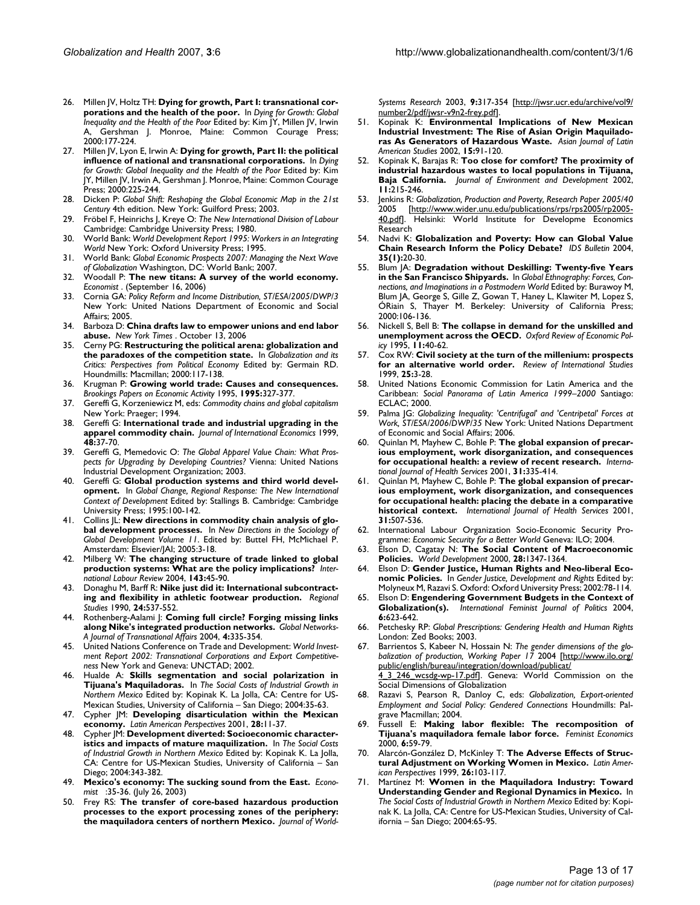26. Millen JV, Holtz TH: **Dying for growth, Part I: transnational corporations and the health of the poor.** In *Dying for Growth: Global Inequality and the Health of the Poor* Edited by: Kim JY, Millen JV, Irwin A, Gershman J. Monroe, Maine: Common Courage Press; 2000:177-224.
27. Millen JV, Lyon E, Irwin A: **Dying for growth, Part II: the political influence of national and transnational corporations.** In *Dying for Growth: Global Inequality and the Health of the Poor* Edited by: Kim JY, Millen JV, Irwin A, Gershman J. Monroe, Maine: Common Courage Press; 2000:225-244.
28. Dicken P: *Global Shift: Reshaping the Global Economic Map in the 21st Century* 4th edition. New York: Guilford Press; 2003.
29. Fröbel F, Heinrichs J, Kreye O: *The New International Division of Labour* Cambridge: Cambridge University Press; 1980.
30. World Bank: *World Development Report 1995: Workers in an Integrating World* New York: Oxford University Press; 1995.
31. World Bank: *Global Economic Prospects 2007: Managing the Next Wave of Globalization* Washington, DC: World Bank; 2007.
32. Woodall P: **The new titans: A survey of the world economy.** *Economist* . (September 16, 2006)
33. Cornia GA: *Policy Reform and Income Distribution, ST/ESA/2005/DWP/3* New York: United Nations Department of Economic and Social Affairs; 2005.
34. Barboza D: **China drafts law to empower unions and end labor abuse.** *New York Times* . October 13, 2006
35. Cerny PG: **Restructuring the political arena: globalization and the paradoxes of the competition state.** In *Globalization and its Critics: Perspectives from Political Economy* Edited by: Germain RD. Houndmills: Macmillan; 2000:117-138.
36. Krugman P: **Growing world trade: Causes and consequences.** *Brookings Papers on Economic Activity* 1995, **1995:**327-377.
37. Gereffi G, Korzeniewicz M, eds: *Commodity chains and global capitalism* New York: Praeger; 1994.
38. Gereffi G: **International trade and industrial upgrading in the apparel commodity chain.** *Journal of International Economics* 1999, **48:**37-70.
39. Gereffi G, Memedovic O: *The Global Apparel Value Chain: What Prospects for Upgrading by Developing Countries?* Vienna: United Nations Industrial Development Organization; 2003.
40. Gereffi G: **Global production systems and third world development.** In *Global Change, Regional Response: The New International Context of Development* Edited by: Stallings B. Cambridge: Cambridge University Press; 1995:100-142.
41. Collins JL: **New directions in commodity chain analysis of global development processes.** In *New Directions in the Sociology of Global Development Volume 11*. Edited by: Buttel FH, McMichael P. Amsterdam: Elsevier/JAI; 2005:3-18.
42. Milberg W: **The changing structure of trade linked to global production systems: What are the policy implications?** *International Labour Review* 2004, **143:**45-90.
43. Donaghu M, Barff R: **Nike just did it: International subcontracting and flexibility in athletic footwear production.** *Regional Studies* 1990, **24:**537-552.
44. Rothenberg-Aalami J: **Coming full circle? Forging missing links along Nike's integrated production networks.** *Global Networks-A Journal of Transnational Affairs* 2004, **4:**335-354.
45. United Nations Conference on Trade and Development: *World Investment Report 2002: Transnational Corporations and Export Competitiveness* New York and Geneva: UNCTAD; 2002.
46. Hualde A: **Skills segmentation and social polarization in Tijuana's Maquiladoras.** In *The Social Costs of Industrial Growth in Northern Mexico* Edited by: Kopinak K. La Jolla, CA: Centre for US-Mexican Studies, University of California – San Diego; 2004:35-63.
47. Cypher JM: **Developing disarticulation within the Mexican economy.** *Latin American Perspectives* 2001, **28:**11-37.
48. Cypher JM: **Development diverted: Socioeconomic characteristics and impacts of mature maquilization.** In *The Social Costs of Industrial Growth in Northern Mexico* Edited by: Kopinak K. La Jolla, CA: Centre for US-Mexican Studies, University of California – San Diego; 2004:343-382.
49. **Mexico's economy: The sucking sound from the East.** *Economist* :35-36. (July 26, 2003)
50. Frey RS: **The transfer of core-based hazardous production processes to the export processing zones of the periphery: the maquiladora centers of northern Mexico.** *Journal of World-Systems Research* 2003, **9:**317-354 [http://jwsr.ucr.edu/archive/vol9/number2/pdf/jwsr-v9n2-frey.pdf].
51. Kopinak K: **Environmental Implications of New Mexican Industrial Investment: The Rise of Asian Origin Maquiladoras As Generators of Hazardous Waste.** *Asian Journal of Latin American Studies* 2002, **15:**91-120.
52. Kopinak K, Barajas R: **Too close for comfort? The proximity of industrial hazardous wastes to local populations in Tijuana, Baja California.** *Journal of Environment and Development* 2002, **11:**215-246.
53. Jenkins R: *Globalization, Production and Poverty, Research Paper 2005/40* 2005 [http://www.wider.unu.edu/publications/rps/rps2005/rp2005-40.pdf]. Helsinki: World Institute for Developme Economics Research
54. Nadvi K: **Globalization and Poverty: How can Global Value Chain Research Inform the Policy Debate?** *IDS Bulletin* 2004, **35(1):**20-30.
55. Blum JA: **Degradation without Deskilling: Twenty-five Years in the San Francisco Shipyards.** In *Global Ethnography: Forces, Connections, and Imaginations in a Postmodern World* Edited by: Burawoy M, Blum JA, George S, Gille Z, Gowan T, Haney L, Klawiter M, Lopez S, ÓRiain S, Thayer M. Berkeley: University of California Press; 2000:106-136.
56. Nickell S, Bell B: **The collapse in demand for the unskilled and unemployment across the OECD.** *Oxford Review of Economic Policy* 1995, **11:**40-62.
57. Cox RW: **Civil society at the turn of the millenium: prospects for an alternative world order.** *Review of International Studies* 1999, **25:**3-28.
58. United Nations Economic Commission for Latin America and the Caribbean: *Social Panorama of Latin America 1999–2000* Santiago: ECLAC; 2000.
59. Palma JG: *Globalizing Inequality: 'Centrifugal' and 'Centripetal' Forces at Work, ST/ESA/2006/DWP/35* New York: United Nations Department of Economic and Social Affairs; 2006.
60. Quinlan M, Mayhew C, Bohle P: **The global expansion of precarious employment, work disorganization, and consequences for occupational health: a review of recent research.** *International Journal of Health Services* 2001, **31:**335-414.
61. Quinlan M, Mayhew C, Bohle P: **The global expansion of precarious employment, work disorganization, and consequences for occupational health: placing the debate in a comparative historical context.** *International Journal of Health Services* 2001, **31:**507-536.
62. International Labour Organization Socio-Economic Security Programme: *Economic Security for a Better World* Geneva: ILO; 2004.
63. Elson D, Cagatay N: **The Social Content of Macroeconomic Policies.** *World Development* 2000, **28:**1347-1364.
64. Elson D: **Gender Justice, Human Rights and Neo-liberal Economic Policies.** In *Gender Justice, Development and Rights* Edited by: Molyneux M, Razavi S. Oxford: Oxford University Press; 2002:78-114.
65. Elson D: **Engendering Government Budgets in the Context of Globalization(s).** *International Feminist Journal of Politics* 2004, **6:**623-642.
66. Petchesky RP: *Global Prescriptions: Gendering Health and Human Rights* London: Zed Books; 2003.
67. Barrientos S, Kabeer N, Hossain N: *The gender dimensions of the globalization of production, Working Paper 17* 2004 [http://www.ilo.org/public/english/bureau/integration/download/publicat/4_3_246_wcsdg-wp-17.pdf]. Geneva: World Commission on the Social Dimensions of Globalization
68. Razavi S, Pearson R, Danloy C, eds: *Globalization, Export-oriented Employment and Social Policy: Gendered Connections* Houndmills: Palgrave Macmillan; 2004.
69. Fussell E: **Making labor flexible: The recomposition of Tijuana's maquiladora female labor force.** *Feminist Economics* 2000, **6:**59-79.
70. Alarcón-González D, McKinley T: **The Adverse Effects of Structural Adjustment on Working Women in Mexico.** *Latin American Perspectives* 1999, **26:**103-117.
71. Martínez M: **Women in the Maquiladora Industry: Toward Understanding Gender and Regional Dynamics in Mexico.** In *The Social Costs of Industrial Growth in Northern Mexico* Edited by: Kopinak K. La Jolla, CA: Centre for US-Mexican Studies, University of California – San Diego; 2004:65-95.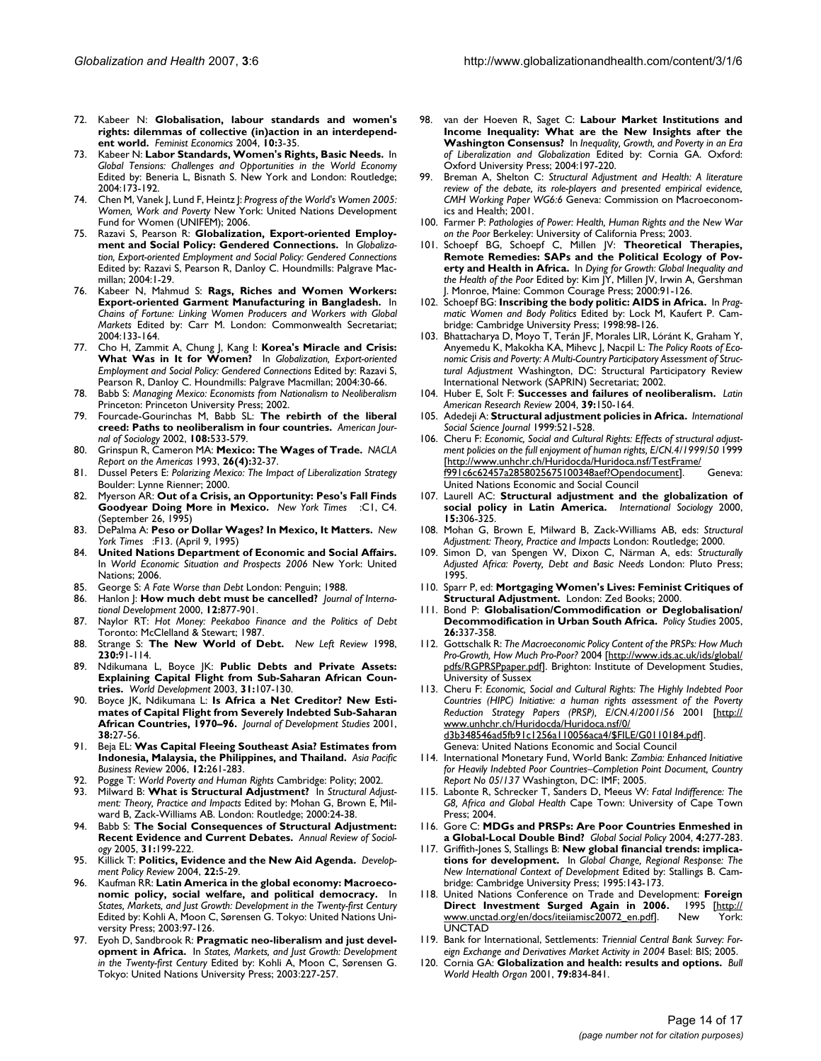72. Kabeer N: **Globalisation, labour standards and women's rights: dilemmas of collective (in)action in an interdependent world.** *Feminist Economics* 2004, **10:**3-35.
73. Kabeer N: **Labor Standards, Women's Rights, Basic Needs.** In *Global Tensions: Challenges and Opportunities in the World Economy* Edited by: Beneria L, Bisnath S. New York and London: Routledge; 2004:173-192.
74. Chen M, Vanek J, Lund F, Heintz J: *Progress of the World's Women 2005: Women, Work and Poverty* New York: United Nations Development Fund for Women (UNIFEM); 2006.
75. Razavi S, Pearson R: **Globalization, Export-oriented Employment and Social Policy: Gendered Connections.** In *Globalization, Export-oriented Employment and Social Policy: Gendered Connections* Edited by: Razavi S, Pearson R, Danloy C. Houndmills: Palgrave Macmillan; 2004:1-29.
76. Kabeer N, Mahmud S: **Rags, Riches and Women Workers: Export-oriented Garment Manufacturing in Bangladesh.** In *Chains of Fortune: Linking Women Producers and Workers with Global Markets* Edited by: Carr M. London: Commonwealth Secretariat; 2004:133-164.
77. Cho H, Zammit A, Chung J, Kang I: **Korea's Miracle and Crisis: What Was in It for Women?** In *Globalization, Export-oriented Employment and Social Policy: Gendered Connections* Edited by: Razavi S, Pearson R, Danloy C. Houndmills: Palgrave Macmillan; 2004:30-66.
78. Babb S: *Managing Mexico: Economists from Nationalism to Neoliberalism* Princeton: Princeton University Press; 2002.
79. Fourcade-Gourinchas M, Babb SL: **The rebirth of the liberal creed: Paths to neoliberalism in four countries.** *American Journal of Sociology* 2002, **108:**533-579.
80. Grinspun R, Cameron MA: **Mexico: The Wages of Trade.** *NACLA Report on the Americas* 1993, **26(4):**32-37.
81. Dussel Peters E: *Polarizing Mexico: The Impact of Liberalization Strategy* Boulder: Lynne Rienner; 2000.
82. Myerson AR: **Out of a Crisis, an Opportunity: Peso's Fall Finds Goodyear Doing More in Mexico.** *New York Times* :C1, C4. (September 26, 1995)
83. DePalma A: **Peso or Dollar Wages? In Mexico, It Matters.** *New York Times* :F13. (April 9, 1995)
84. **United Nations Department of Economic and Social Affairs.** In *World Economic Situation and Prospects 2006* New York: United Nations; 2006.
85. George S: *A Fate Worse than Debt* London: Penguin; 1988.
86. Hanlon J: **How much debt must be cancelled?** *Journal of International Development* 2000, **12:**877-901.
87. Naylor RT: *Hot Money: Peekaboo Finance and the Politics of Debt* Toronto: McClelland & Stewart; 1987.
88. Strange S: **The New World of Debt.** *New Left Review* 1998, **230:**91-114.
89. Ndikumana L, Boyce JK: **Public Debts and Private Assets: Explaining Capital Flight from Sub-Saharan African Countries.** *World Development* 2003, **31:**107-130.
90. Boyce JK, Ndikumana L: **Is Africa a Net Creditor? New Estimates of Capital Flight from Severely Indebted Sub-Saharan African Countries, 1970–96.** *Journal of Development Studies* 2001, **38:**27-56.
91. Beja EL: **Was Capital Fleeing Southeast Asia? Estimates from Indonesia, Malaysia, the Philippines, and Thailand.** *Asia Pacific Business Review* 2006, **12:**261-283.
92. Pogge T: *World Poverty and Human Rights* Cambridge: Polity; 2002.
93. Milward B: **What is Structural Adjustment?** In *Structural Adjustment: Theory, Practice and Impacts* Edited by: Mohan G, Brown E, Milward B, Zack-Williams AB. London: Routledge; 2000:24-38.
94. Babb S: **The Social Consequences of Structural Adjustment: Recent Evidence and Current Debates.** *Annual Review of Sociology* 2005, **31:**199-222.
95. Killick T: **Politics, Evidence and the New Aid Agenda.** *Development Policy Review* 2004, **22:**5-29.
96. Kaufman RR: **Latin America in the global economy: Macroeconomic policy, social welfare, and political democracy.** In *States, Markets, and Just Growth: Development in the Twenty-first Century* Edited by: Kohli A, Moon C, Sørensen G. Tokyo: United Nations University Press; 2003:97-126.
97. Eyoh D, Sandbrook R: **Pragmatic neo-liberalism and just development in Africa.** In *States, Markets, and Just Growth: Development in the Twenty-first Century* Edited by: Kohli A, Moon C, Sørensen G. Tokyo: United Nations University Press; 2003:227-257.
98. van der Hoeven R, Saget C: **Labour Market Institutions and Income Inequality: What are the New Insights after the Washington Consensus?** In *Inequality, Growth, and Poverty in an Era of Liberalization and Globalization* Edited by: Cornia GA. Oxford: Oxford University Press; 2004:197-220.
99. Breman A, Shelton C: *Structural Adjustment and Health: A literature review of the debate, its role-players and presented empirical evidence, CMH Working Paper WG6:6* Geneva: Commission on Macroeconomics and Health; 2001.
100. Farmer P: *Pathologies of Power: Health, Human Rights and the New War on the Poor* Berkeley: University of California Press; 2003.
101. Schoepf BG, Schoepf C, Millen JV: **Theoretical Therapies, Remote Remedies: SAPs and the Political Ecology of Poverty and Health in Africa.** In *Dying for Growth: Global Inequality and the Health of the Poor* Edited by: Kim JY, Millen JV, Irwin A, Gershman J. Monroe, Maine: Common Courage Press; 2000:91-126.
102. Schoepf BG: **Inscribing the body politic: AIDS in Africa.** In *Pragmatic Women and Body Politics* Edited by: Lock M, Kaufert P. Cambridge: Cambridge University Press; 1998:98-126.
103. Bhattacharya D, Moyo T, Terán JF, Morales LIR, Lóránt K, Graham Y, Anyemedu K, Makokha KA, Mihevc J, Nacpil L: *The Policy Roots of Economic Crisis and Poverty: A Multi-Country Participatory Assessment of Structural Adjustment* Washington, DC: Structural Participatory Review International Network (SAPRIN) Secretariat; 2002.
104. Huber E, Solt F: **Successes and failures of neoliberalism.** *Latin American Research Review* 2004, **39:**150-164.
105. Adedeji A: **Structural adjustment policies in Africa.** *International Social Science Journal* 1999:521-528.
106. Cheru F: *Economic, Social and Cultural Rights: Effects of structural adjustment policies on the full enjoyment of human rights, E/CN.4/1999/50* 1999 [http://www.unhchr.ch/Huridocda/Huridoca.nsf/TestFrame/f991c6c62457a2858025675100348aef?Opendocument]. Geneva: United Nations Economic and Social Council
107. Laurell AC: **Structural adjustment and the globalization of social policy in Latin America.** *International Sociology* 2000, **15:**306-325.
108. Mohan G, Brown E, Milward B, Zack-Williams AB, eds: *Structural Adjustment: Theory, Practice and Impacts* London: Routledge; 2000.
109. Simon D, van Spengen W, Dixon C, Närman A, eds: *Structurally Adjusted Africa: Poverty, Debt and Basic Needs* London: Pluto Press; 1995.
110. Sparr P, ed: **Mortgaging Women's Lives: Feminist Critiques of Structural Adjustment.** London: Zed Books; 2000.
111. Bond P: **Globalisation/Commodification or Deglobalisation/Decommodification in Urban South Africa.** *Policy Studies* 2005, **26:**337-358.
112. Gottschalk R: *The Macroeconomic Policy Content of the PRSPs: How Much Pro-Growth, How Much Pro-Poor?* 2004 [http://www.ids.ac.uk/ids/global/pdfs/RGPRSPpaper.pdf]. Brighton: Institute of Development Studies, University of Sussex
113. Cheru F: *Economic, Social and Cultural Rights: The Highly Indebted Poor Countries (HIPC) Initiative: a human rights assessment of the Poverty Reduction Strategy Papers (PRSP), E/CN.4/2001/56* 2001 [http://www.unhchr.ch/Huridocda/Huridoca.nsf/0/d3b348546ad5fb91c1256a110056aca4/$FILE/G0110184.pdf]. Geneva: United Nations Economic and Social Council
114. International Monetary Fund, World Bank: *Zambia: Enhanced Initiative for Heavily Indebted Poor Countries–Completion Point Document, Country Report No 05/137* Washington, DC: IMF; 2005.
115. Labonte R, Schrecker T, Sanders D, Meeus W: *Fatal Indifference: The G8, Africa and Global Health* Cape Town: University of Cape Town Press; 2004.
116. Gore C: **MDGs and PRSPs: Are Poor Countries Enmeshed in a Global-Local Double Bind?** *Global Social Policy* 2004, **4:**277-283.
117. Griffith-Jones S, Stallings B: **New global financial trends: implications for development.** In *Global Change, Regional Response: The New International Context of Development* Edited by: Stallings B. Cambridge: Cambridge University Press; 1995:143-173.
118. United Nations Conference on Trade and Development: **Foreign Direct Investment Surged Again in 2006.** 1995 [http://www.unctad.org/en/docs/iteiiamisc20072_en.pdf]. New York: UNCTAD
119. Bank for International, Settlements: *Triennial Central Bank Survey: Foreign Exchange and Derivatives Market Activity in 2004* Basel: BIS; 2005.
120. Cornia GA: **Globalization and health: results and options.** *Bull World Health Organ* 2001, **79:**834-841.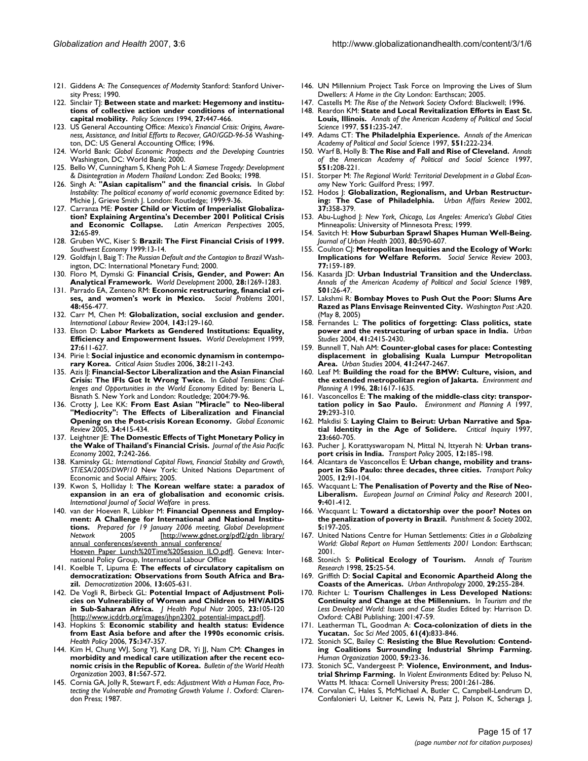121. Giddens A: *The Consequences of Modernity* Stanford: Stanford University Press; 1990.
122. Sinclair TJ: **Between state and market: Hegemony and institutions of collective action under conditions of international capital mobility.** *Policy Sciences* 1994, **27**:447-466.
123. US General Accounting Office: *Mexico's Financial Crisis: Origins, Awareness, Assistance, and Initial Efforts to Recover, GAO/GGD-96-56* Washington, DC: US General Accounting Office; 1996.
124. World Bank: *Global Economic Prospects and the Developing Countries* Washington, DC: World Bank; 2000.
125. Bello W, Cunningham S, Kheng Poh L: *A Siamese Tragedy: Development & Disintegration in Modern Thailand* London: Zed Books; 1998.
126. Singh A: **"Asian capitalism" and the financial crisis.** In *Global Instability: The political economy of world economic governance* Edited by: Michie J, Grieve Smith J. London: Routledge; 1999:9-36.
127. Carranza ME: **Poster Child or Victim of Imperialist Globalization? Explaining Argentina's December 2001 Political Crisis and Economic Collapse.** *Latin American Perspectives* 2005, **32**:65-89.
128. Gruben WC, Kiser S: **Brazil: The First Financial Crisis of 1999.** *Southwest Economy* 1999:13-14.
129. Goldfajn I, Baig T: *The Russian Default and the Contagion to Brazil* Washington, DC: International Monetary Fund; 2000.
130. Floro M, Dymski G: **Financial Crisis, Gender, and Power: An Analytical Framework.** *World Development* 2000, **28**:1269-1283.
131. Parrado EA, Zenteno RM: **Economic restructuring, financial crises, and women's work in Mexico.** *Social Problems* 2001, **48**:456-477.
132. Carr M, Chen M: **Globalization, social exclusion and gender.** *International Labour Review* 2004, **143**:129-160.
133. Elson D: **Labor Markets as Gendered Institutions: Equality, Efficiency and Empowerment Issues.** *World Development* 1999, **27**:611-627.
134. Pirie I: **Social injustice and economic dynamism in contemporary Korea.** *Critical Asian Studies* 2006, **38**:211-243.
135. Azis IJ: **Financial-Sector Liberalization and the Asian Financial Crisis: The IFIs Got It Wrong Twice.** In *Global Tensions: Challenges and Opportunities in the World Economy* Edited by: Beneria L, Bisnath S. New York and London: Routledge; 2004:79-96.
136. Crotty J, Lee KK: **From East Asian "Miracle" to Neo-liberal "Mediocrity": The Effects of Liberalization and Financial Opening on the Post-crisis Korean Economy.** *Global Economic Review* 2005, **34**:415-434.
137. Leightner JE: **The Domestic Effects of Tight Monetary Policy in the Wake of Thailand's Financial Crisis.** *Journal of the Asia Pacific Economy* 2002, **7**:242-266.
138. Kaminsky GL: *International Capital Flows, Financial Stability and Growth, ST/ESA/2005/DWP/10* New York: United Nations Department of Economic and Social Affairs; 2005.
139. Kwon S, Holliday I: **The Korean welfare state: a paradox of expansion in an era of globalisation and economic crisis.** *International Journal of Social Welfare* in press.
140. van der Hoeven R, Lübker M: **Financial Openness and Employment: A Challenge for International and National Institutions.** *Prepared for 19 January 2006 meeting, Global Development Network* 2005 [http://www.gdnet.org/pdf2/gdn_library/annual_conferences/seventh_annual_conference/Hoeven_Paper_Lunch%20Time%20Session_ILO.pdf]. Geneva: International Policy Group, International Labour Office
141. Koelble T, Lipuma E: **The effects of circulatory capitalism on democratization: Observations from South Africa and Brazil.** *Democratization* 2006, **13**:605-631.
142. De Vogli R, Birbeck GL: **Potential Impact of Adjustment Policies on Vulnerability of Women and Children to HIV/AIDS in Sub-Saharan Africa.** *J Health Popul Nutr* 2005, **23**:105-120 [http://www.icddrb.org/images/jhpn2302_potential-impact.pdf].
143. Hopkins S: **Economic stability and health status: Evidence from East Asia before and after the 1990s economic crisis.** *Health Policy* 2006, **75**:347-357.
144. Kim H, Chung WJ, Song YJ, Kang DR, Yi JJ, Nam CM: **Changes in morbidity and medical care utilization after the recent economic crisis in the Republic of Korea.** *Bulletin of the World Health Organization* 2003, **81**:567-572.
145. Cornia GA, Jolly R, Stewart F, eds: *Adjustment With a Human Face, Protecting the Vulnerable and Promoting Growth Volume 1*. Oxford: Clarendon Press; 1987.
146. UN Millennium Project Task Force on Improving the Lives of Slum Dwellers: *A Home in the City* London: Earthscan; 2005.
147. Castells M: *The Rise of the Network Society* Oxford: Blackwell; 1996.
148. Reardon KM: **State and Local Revitalization Efforts in East St. Louis, Illinois.** *Annals of the American Academy of Political and Social Science* 1997, **551**:235-247.
149. Adams CT: **The Philadelphia Experience.** *Annals of the American Academy of Political and Social Science* 1997, **551**:222-234.
150. Warf B, Holly B: **The Rise and Fall and Rise of Cleveland.** *Annals of the American Academy of Political and Social Science* 1997, **551**:208-221.
151. Storper M: *The Regional World: Territorial Development in a Global Economy* New York: Guilford Press; 1997.
152. Hodos J: **Globalization, Regionalism, and Urban Restructuring: The Case of Philadelphia.** *Urban Affairs Review* 2002, **37**:358-379.
153. Abu-Lughod J: *New York, Chicago, Los Angeles: America's Global Cities* Minneapolis: University of Minnesota Press; 1999.
154. Savitch H: **How Suburban Sprawl Shapes Human Well-Being.** *Journal of Urban Health* 2003, **80**:590-607.
155. Coulton CJ: **Metropolitan Inequities and the Ecology of Work: Implications for Welfare Reform.** *Social Service Review* 2003, **77**:159-189.
156. Kasarda JD: **Urban Industrial Transition and the Underclass.** *Annals of the American Academy of Political and Social Science* 1989, **501**:26-47.
157. Lakshmi R: **Bombay Moves to Push Out the Poor: Slums Are Razed as Plans Envisage Reinvented City.** *Washington Post* :A20. (May 8, 2005)
158. Fernandes L: **The politics of forgetting: Class politics, state power and the restructuring of urban space in India.** *Urban Studies* 2004, **41**:2415-2430.
159. Bunnell T, Nah AM: **Counter-global cases for place: Contesting displacement in globalising Kuala Lumpur Metropolitan Area.** *Urban Studies* 2004, **41**:2447-2467.
160. Leaf M: **Building the road for the BMW: Culture, vision, and the extended metropolitan region of Jakarta.** *Environment and Planning A* 1996, **28**:1617-1635.
161. Vasconcellos E: **The making of the middle-class city: transportation policy in Sao Paulo.** *Environment and Planning A* 1997, **29**:293-310.
162. Makdisi S: **Laying Claim to Beirut: Urban Narrative and Spatial Identity in the Age of Solidere.** *Critical Inquiry* 1997, **23**:660-705.
163. Pucher J, Korattyswaropam N, Mittal N, Ittyerah N: **Urban transport crisis in India.** *Transport Policy* 2005, **12**:185-198.
164. Alcantara de Vasconcellos E: **Urban change, mobility and transport in São Paulo: three decades, three cities.** *Transport Policy* 2005, **12**:91-104.
165. Wacquant L: **The Penalisation of Poverty and the Rise of Neo-Liberalism.** *European Journal on Criminal Policy and Research* 2001, **9**:401-412.
166. Wacquant L: **Toward a dictatorship over the poor? Notes on the penalization of poverty in Brazil.** *Punishment & Society* 2002, **5**:197-205.
167. United Nations Centre for Human Settlements: *Cities in a Globalizing World: Global Report on Human Settlements 2001* London: Earthscan; 2001.
168. Stonich S: **Political Ecology of Tourism.** *Annals of Tourism Research* 1998, **25**:25-54.
169. Griffith D: **Social Capital and Economic Apartheid Along the Coasts of the Americas.** *Urban Anthropology* 2000, **29**:255-284.
170. Richter L: **Tourism Challenges in Less Developed Nations: Continuity and Change at the Millennium.** In *Tourism and the Less Developed World: Issues and Case Studies* Edited by: Harrison D. Oxford: CABI Publishing; 2001:47-59.
171. Leatherman TL, Goodman A: **Coca-colonization of diets in the Yucatan.** *Soc Sci Med* 2005, **61(4)**:833-846.
172. Stonich SC, Bailey C: **Resisting the Blue Revolution: Contending Coalitions Surrounding Industrial Shrimp Farming.** *Human Organization* 2000, **59**:23-36.
173. Stonich SC, Vandergeest P: **Violence, Environment, and Industrial Shrimp Farming.** In *Violent Environments* Edited by: Peluso N, Watts M. Ithaca: Cornell University Press; 2001:261-286.
174. Corvalan C, Hales S, McMichael A, Butler C, Campbell-Lendrum D, Confalonieri U, Leitner K, Lewis N, Patz J, Polson K, Scheraga J,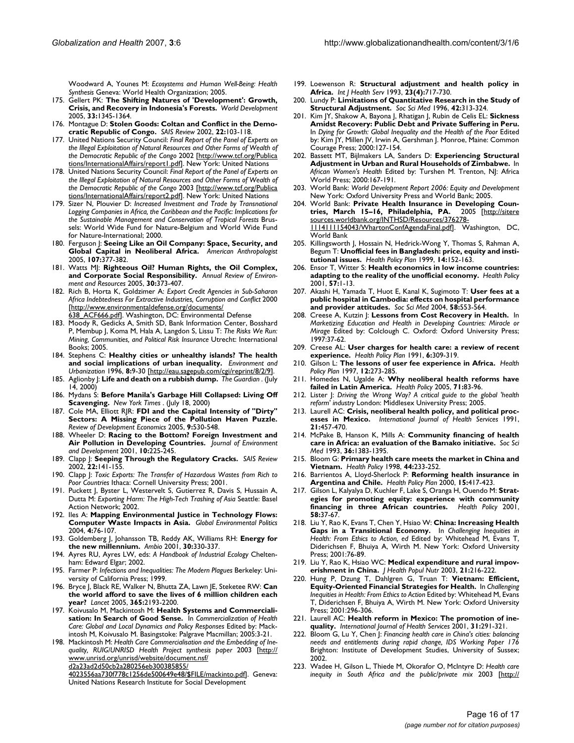Woodward A, Younes M: *Ecosystems and Human Well-Being: Health Synthesis* Geneva: World Health Organization; 2005.

175. Gellert PK: **The Shifting Natures of 'Development': Growth, Crisis, and Recovery in Indonesia's Forests.** *World Development* 2005, **33:**1345-1364.
176. Montague D: **Stolen Goods: Coltan and Conflict in the Democratic Republic of Congo.** *SAIS Review* 2002, **22:**103-118.
177. United Nations Security Council: *Final Report of the Panel of Experts on the Illegal Exploitation of Natural Resources and Other Forms of Wealth of the Democratic Republic of the Congo* 2002 [http://www.tcf.org/Publications/InternationalAffairs/report1.pdf]. New York: United Nations
178. United Nations Security Council: *Final Report of the Panel of Experts on the Illegal Exploitation of Natural Resources and Other Forms of Wealth of the Democratic Republic of the Congo* 2003 [http://www.tcf.org/Publications/InternationalAffairs/report2.pdf]. New York: United Nations
179. Sizer N, Plouvier D: *Increased Investment and Trade by Transnational Logging Companies in Africa, the Caribbean and the Pacific: Implications for the Sustainable Management and Conservation of Tropical Forests* Brussels: World Wide Fund for Nature-Belgium and World Wide Fund for Nature-International; 2000.
180. Ferguson J: **Seeing Like an Oil Company: Space, Security, and Global Capital in Neoliberal Africa.** *American Anthropologist* 2005, **107:**377-382.
181. Watts MJ: **Righteous Oil? Human Rights, the Oil Complex, and Corporate Social Responsibility.** *Annual Review of Environment and Resources* 2005, **30:**373-407.
182. Rich B, Horta K, Goldzimer A: *Export Credit Agencies in Sub-Saharan Africa Indebtedness For Extractive Industries, Corruption and Conflict* 2000 [http://www.environmentaldefense.org/documents/638_ACF666.pdf]. Washington, DC: Environmental Defense
183. Moody R, Gedicks A, Smith SD, Bank Information Center, Bosshard P, Membup J, Koma M, Hala A, Langdon S, Lissu T: *The Risks We Run: Mining, Communities, and Political Risk Insurance* Utrecht: International Books; 2005.
184. Stephens C: **Healthy cities or unhealthy islands? The health and social implications of urban inequality.** *Environment and Urbanization* 1996, **8:**9-30 [http://eau.sagepub.com/cgi/reprint/8/2/9].
185. Aglionby J: **Life and death on a rubbish dump.** *The Guardian* . (July 14, 2000)
186. Mydans S: **Before Manila's Garbage Hill Collapsed: Living Off Scavenging.** *New York Times* . (July 18, 2000)
187. Cole MA, Elliott RJR: **FDI and the Capital Intensity of "Dirty" Sectors: A Missing Piece of the Pollution Haven Puzzle.** *Review of Development Economics* 2005, **9:**530-548.
188. Wheeler D: **Racing to the Bottom? Foreign Investment and Air Pollution in Developing Countries.** *Journal of Environment and Development* 2001, **10:**225-245.
189. Clapp J: **Seeping Through the Regulatory Cracks.** *SAIS Review* 2002, **22:**141-155.
190. Clapp J: *Toxic Exports: The Transfer of Hazardous Wastes from Rich to Poor Countries* Ithaca: Cornell University Press; 2001.
191. Puckett J, Byster L, Westervelt S, Gutierrez R, Davis S, Hussain A, Dutta M: *Exporting Harm: The High-Tech Trashing of Asia* Seattle: Basel Action Network; 2002.
192. Iles A: **Mapping Environmental Justice in Technology Flows: Computer Waste Impacts in Asia.** *Global Environmental Politics* 2004, **4:**76-107.
193. Goldemberg J, Johansson TB, Reddy AK, Williams RH: **Energy for the new millennium.** *Ambio* 2001, **30:**330-337.
194. Ayres RU, Ayres LW, eds: *A Handbook of Industrial Ecology* Cheltenham: Edward Elgar; 2002.
195. Farmer P: *Infections and Inequalities: The Modern Plagues* Berkeley: University of California Press; 1999.
196. Bryce J, Black RE, Walker N, Bhutta ZA, Lawn JE, Steketee RW: **Can the world afford to save the lives of 6 million children each year?** *Lancet* 2005, **365:**2193-2200.
197. Koivusalo M, Mackintosh M: **Health Systems and Commercialisation: In Search of Good Sense.** In *Commercialization of Health Care: Global and Local Dynamics and Policy Responses* Edited by: Mackintosh M, Koivusalo M. Basingstoke: Palgrave Macmillan; 2005:3-21.
198. Mackintosh M: *Health Care Commercialisation and the Embedding of Inequality, RUIG/UNRISD Health Project synthesis paper* 2003 [http://www.unrisd.org/unrisd/website/document.nsf/d2a23ad2d50cb2a280256eb300385855/4023556aa730f778c1256de500649e48/$FILE/mackinto.pdf]. Geneva: United Nations Research Institute for Social Development
199. Loewenson R: **Structural adjustment and health policy in Africa.** *Int J Health Serv* 1993, **23(4):**717-730.
200. Lundy P: **Limitations of Quantitative Research in the Study of Structural Adjustment.** *Soc Sci Med* 1996, **42:**313-324.
201. Kim JY, Shakow A, Bayona J, Rhatigan J, Rubin de Celis EL: **Sickness Amidst Recovery: Public Debt and Private Suffering in Peru.** In *Dying for Growth: Global Inequality and the Health of the Poor* Edited by: Kim JY, Millen JV, Irwin A, Gershman J. Monroe, Maine: Common Courage Press; 2000:127-154.
202. Bassett MT, Bijlmakers LA, Sanders D: **Experiencing Structural Adjustment in Urban and Rural Households of Zimbabwe.** In *African Women's Health* Edited by: Turshen M. Trenton, NJ: Africa World Press; 2000:167-191.
203. World Bank: *World Development Report 2006: Equity and Development* New York: Oxford University Press and World Bank; 2005.
204. World Bank: **Private Health Insurance in Developing Countries, March 15–16, Philadelphia, PA.** 2005 [http://siteresources.worldbank.org/INTHSD/Resources/376278-1114111154043/WhartonConfAgendaFinal.pdf]. Washington, DC, World Bank
205. Killingsworth J, Hossain N, Hedrick-Wong Y, Thomas S, Rahman A, Begum T: **Unofficial fees in Bangladesh: price, equity and institutional issues.** *Health Policy Plan* 1999, **14:**152-163.
206. Ensor T, Witter S: **Health economics in low income countries: adapting to the reality of the unofficial economy.** *Health Policy* 2001, **57:**1-13.
207. Akashi H, Yamada T, Huot E, Kanal K, Sugimoto T: **User fees at a public hospital in Cambodia: effects on hospital performance and provider attitudes.** *Soc Sci Med* 2004, **58:**553-564.
208. Creese A, Kutzin J: **Lessons from Cost Recovery in Health.** In *Marketizing Education and Health in Developing Countries: Miracle or Mirage* Edited by: Colclough C. Oxford: Oxford University Press; 1997:37-62.
209. Creese AL: **User charges for health care: a review of recent experience.** *Health Policy Plan* 1991, **6:**309-319.
210. Gilson L: **The lessons of user fee experience in Africa.** *Health Policy Plan* 1997, **12:**273-285.
211. Homedes N, Ugalde A: **Why neoliberal health reforms have failed in Latin America.** *Health Policy* 2005, **71:**83-96.
212. Lister J: *Driving the Wrong Way? A critical guide to the global 'health reform' industry* London: Middlesex University Press; 2005.
213. Laurell AC: **Crisis, neoliberal health policy, and political processes in Mexico.** *International Journal of Health Services* 1991, **21:**457-470.
214. McPake B, Hanson K, Mills A: **Community financing of health care in Africa: an evaluation of the Bamako initiative.** *Soc Sci Med* 1993, **36:**1383-1395.
215. Bloom G: **Primary health care meets the market in China and Vietnam.** *Health Policy* 1998, **44:**233-252.
216. Barrientos A, Lloyd-Sherlock P: **Reforming health insurance in Argentina and Chile.** *Health Policy Plan* 2000, **15:**417-423.
217. Gilson L, Kalyalya D, Kuchler F, Lake S, Oranga H, Ouendo M: **Strategies for promoting equity: experience with community financing in three African countries.** *Health Policy* 2001, **58:**37-67.
218. Liu Y, Rao K, Evans T, Chen Y, Hsiao W: **China: Increasing Health Gaps in a Transitional Economy.** In *Challenging Inequities in Health: From Ethics to Action, ed* Edited by: Whitehead M, Evans T, Diderichsen F, Bhuiya A, Wirth M. New York: Oxford University Press; 2001:76-89.
219. Liu Y, Rao K, Hsiao WC: **Medical expenditure and rural impoverishment in China.** *J Health Popul Nutr* 2003, **21:**216-222.
220. Hung P, Dzung T, Dahlgren G, Truan T: **Vietnam: Efficient, Equity-Oriented Financial Strategies for Health.** In *Challenging Inequities in Health: From Ethics to Action* Edited by: Whitehead M, Evans T, Diderichsen F, Bhuiya A, Wirth M. New York: Oxford University Press; 2001:296-306.
221. Laurell AC: **Health reform in Mexico: The promotion of inequality.** *International Journal of Health Services* 2001, **31:**291-321.
222. Bloom G, Lu Y, Chen J: *Financing health care in China's cities: balancing needs and entitlements during rapid change, IDS Working Paper 176* Brighton: Institute of Development Studies, University of Sussex; 2002.
223. Wadee H, Gilson L, Thiede M, Okorafor O, McIntyre D: *Health care inequity in South Africa and the public/private mix* 2003 [http://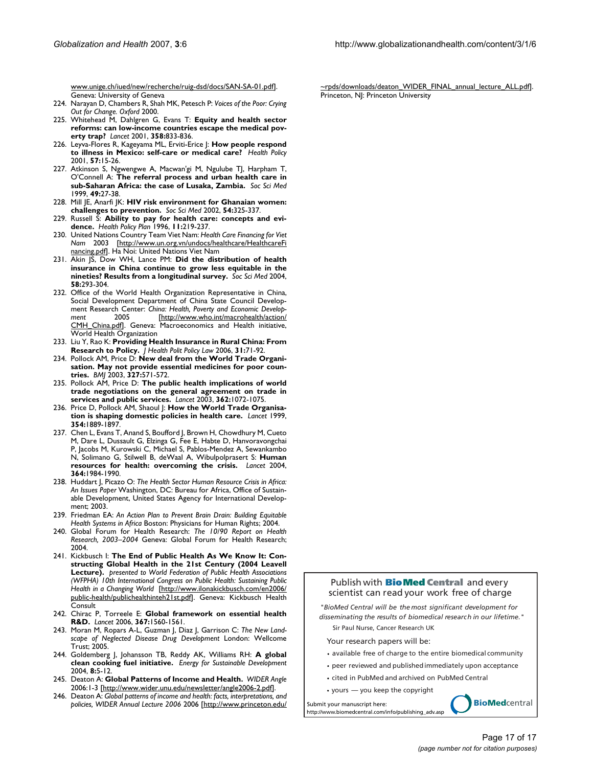www.unige.ch/iued/new/recherche/ruig-dsd/docs/SAN-SA-01.pdf]. Geneva: University of Geneva

224. Narayan D, Chambers R, Shah MK, Petesch P: *Voices of the Poor: Crying Out for Change. Oxford* 2000.
225. Whitehead M, Dahlgren G, Evans T: **Equity and health sector reforms: can low-income countries escape the medical poverty trap?** *Lancet* 2001, **358:**833-836.
226. Leyva-Flores R, Kageyama ML, Erviti-Erice J: **How people respond to illness in Mexico: self-care or medical care?** *Health Policy* 2001, **57:**15-26.
227. Atkinson S, Ngwengwe A, Macwan'gi M, Ngulube TJ, Harpham T, O'Connell A: **The referral process and urban health care in sub-Saharan Africa: the case of Lusaka, Zambia.** *Soc Sci Med* 1999, **49:**27-38.
228. Mill JE, Anarfi JK: **HIV risk environment for Ghanaian women: challenges to prevention.** *Soc Sci Med* 2002, **54:**325-337.
229. Russell S: **Ability to pay for health care: concepts and evidence.** *Health Policy Plan* 1996, **11:**219-237.
230. United Nations Country Team Viet Nam: *Health Care Financing for Viet Nam* 2003 [http://www.un.org.vn/undocs/healthcare/HealthcareFinancing.pdf]. Ha Noi: United Nations Viet Nam
231. Akin JS, Dow WH, Lance PM: **Did the distribution of health insurance in China continue to grow less equitable in the nineties? Results from a longitudinal survey.** *Soc Sci Med* 2004, **58:**293-304.
232. Office of the World Health Organization Representative in China, Social Development Department of China State Council Development Research Center: *China: Health, Poverty and Economic Development* 2005 [http://www.who.int/macrohealth/action/CMH_China.pdf]. Geneva: Macroeconomics and Health initiative, World Health Organization
233. Liu Y, Rao K: **Providing Health Insurance in Rural China: From Research to Policy.** *J Health Polit Policy Law* 2006, **31:**71-92.
234. Pollock AM, Price D: **New deal from the World Trade Organisation. May not provide essential medicines for poor countries.** *BMJ* 2003, **327:**571-572.
235. Pollock AM, Price D: **The public health implications of world trade negotiations on the general agreement on trade in services and public services.** *Lancet* 2003, **362:**1072-1075.
236. Price D, Pollock AM, Shaoul J: **How the World Trade Organisation is shaping domestic policies in health care.** *Lancet* 1999, **354:**1889-1897.
237. Chen L, Evans T, Anand S, Boufford J, Brown H, Chowdhury M, Cueto M, Dare L, Dussault G, Elzinga G, Fee E, Habte D, Hanvoravongchai P, Jacobs M, Kurowski C, Michael S, Pablos-Mendez A, Sewankambo N, Solimano G, Stilwell B, deWaal A, Wibulpolprasert S: **Human resources for health: overcoming the crisis.** *Lancet* 2004, **364:**1984-1990.
238. Huddart J, Picazo O: *The Health Sector Human Resource Crisis in Africa: An Issues Paper* Washington, DC: Bureau for Africa, Office of Sustainable Development, United States Agency for International Development; 2003.
239. Friedman EA: *An Action Plan to Prevent Brain Drain: Building Equitable Health Systems in Africa* Boston: Physicians for Human Rights; 2004.
240. Global Forum for Health Research: *The 10/90 Report on Health Research, 2003–2004* Geneva: Global Forum for Health Research; 2004.
241. Kickbusch I: **The End of Public Health As We Know It: Constructing Global Health in the 21st Century (2004 Leavell Lecture).** *presented to World Federation of Public Health Associations (WFPHA) 10th International Congress on Public Health: Sustaining Public Health in a Changing World* [http://www.ilonakickbusch.com/en2006/public-health/publichealthinteh21st.pdf]. Geneva: Kickbusch Health Consult
242. Chirac P, Torreele E: **Global framework on essential health R&D.** *Lancet* 2006, **367:**1560-1561.
243. Moran M, Ropars A-L, Guzman J, Diaz J, Garrison C: *The New Landscape of Neglected Disease Drug Development* London: Wellcome Trust; 2005.
244. Goldemberg J, Johansson TB, Reddy AK, Williams RH: **A global clean cooking fuel initiative.** *Energy for Sustainable Development* 2004, **8:**5-12.
245. Deaton A: **Global Patterns of Income and Health.** *WIDER Angle* 2006:1-3 [http://www.wider.unu.edu/newsletter/angle2006-2.pdf].
246. Deaton A: *Global patterns of income and health: facts, interpretations, and policies, WIDER Annual Lecture 2006* 2006 [http://www.princeton.edu/~rpds/downloads/deaton_WIDER_FINAL_annual_lecture_ALL.pdf]. Princeton, NJ: Princeton University

Publish with **BioMed Central** and every scientist can read your work free of charge

*"BioMed Central will be the most significant development for disseminating the results of biomedical research in our lifetime."*
Sir Paul Nurse, Cancer Research UK

Your research papers will be:

- available free of charge to the entire biomedical community
- peer reviewed and published immediately upon acceptance
- cited in PubMed and archived on PubMed Central
- yours — you keep the copyright

Submit your manuscript here:
http://www.biomedcentral.com/info/publishing_adv.asp

BioMedcentral